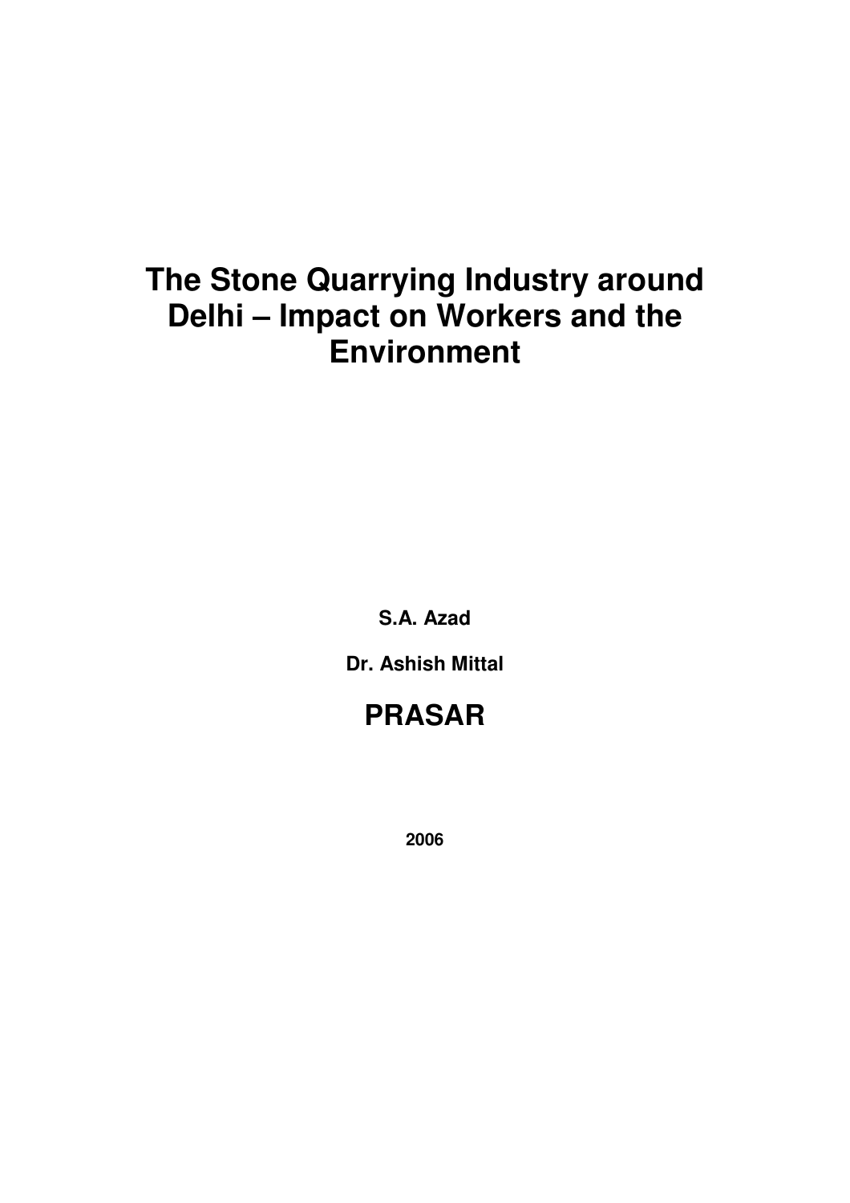# The Stone Quarrying Industry around Delhi – Impact on Workers and the Environment

**S.A. Azad**

**Dr. Ashish Mittal**

## PRASAR

**2006**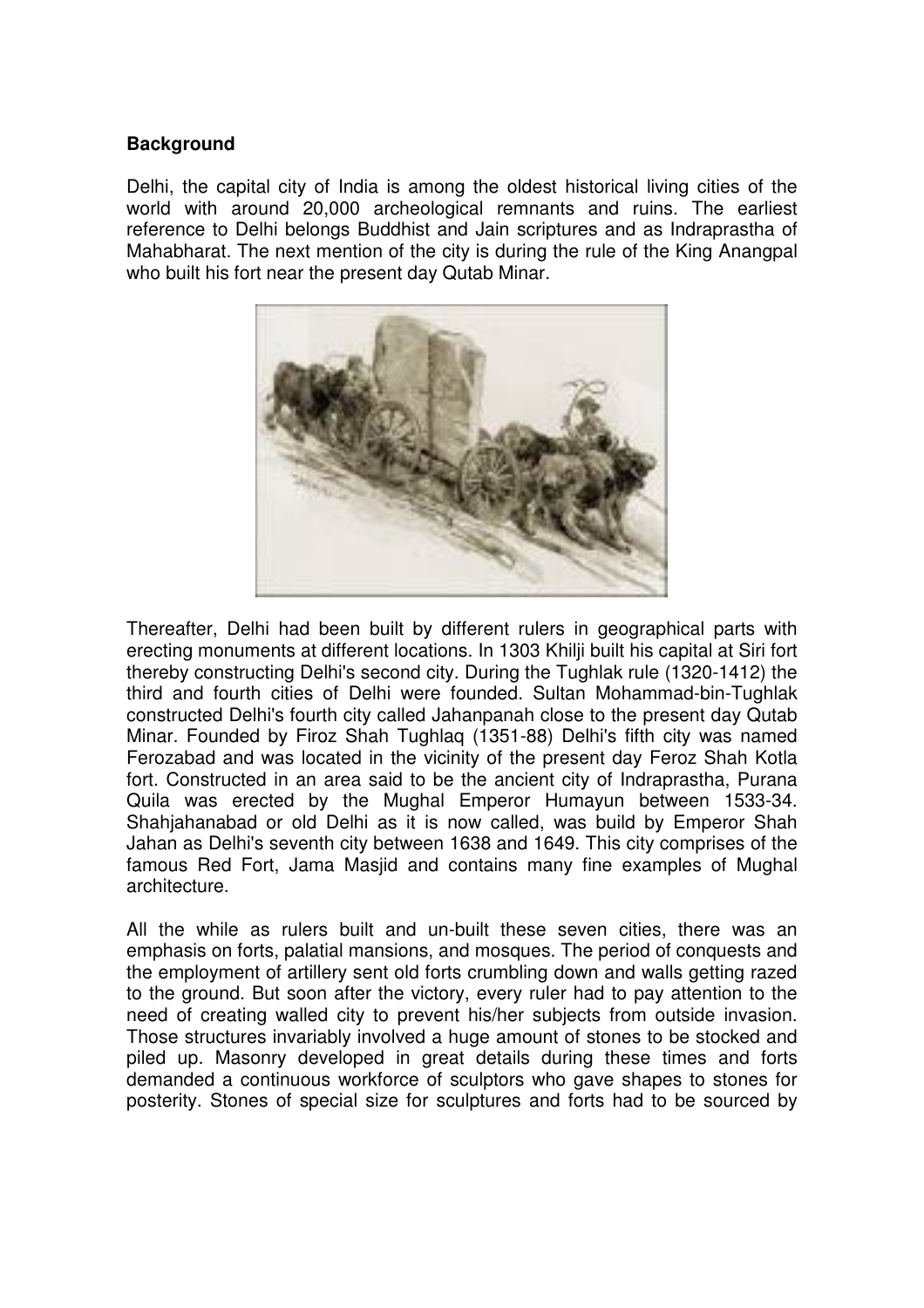**Background**

Delhi, the capital city of India is among the oldest historical living cities of the world with around 20,000 archeological remnants and ruins. The earliest reference to Delhi belongs Buddhist and Jain scriptures and as Indraprastha of Mahabharat. The next mention of the city is during the rule of the King Anangpal who built his fort near the present day Qutab Minar.

Thereafter, Delhi had been built by different rulers in geographical parts with erecting monuments at different locations. In 1303 Khilji built his capital at Siri fort thereby constructing Delhi's second city. During the Tughlak rule (1320-1412) the third and fourth cities of Delhi were founded. Sultan Mohammad-bin-Tughlak constructed Delhi's fourth city called Jahanpanah close to the present day Qutab Minar. Founded by Firoz Shah Tughlaq (1351-88) Delhi's fifth city was named Ferozabad and was located in the vicinity of the present day Feroz Shah Kotla fort. Constructed in an area said to be the ancient city of Indraprastha, Purana Quila was erected by the Mughal Emperor Humayun between 1533-34. Shahjahanabad or old Delhi as it is now called, was build by Emperor Shah Jahan as Delhi's seventh city between 1638 and 1649. This city comprises of the famous Red Fort, Jama Masjid and contains many fine examples of Mughal architecture.

All the while as rulers built and un-built these seven cities, there was an emphasis on forts, palatial mansions, and mosques. The period of conquests and the employment of artillery sent old forts crumbling down and walls getting razed to the ground. But soon after the victory, every ruler had to pay attention to the need of creating walled city to prevent his/her subjects from outside invasion. Those structures invariably involved a huge amount of stones to be stocked and piled up. Masonry developed in great details during these times and forts demanded a continuous workforce of sculptors who gave shapes to stones for posterity. Stones of special size for sculptures and forts had to be sourced by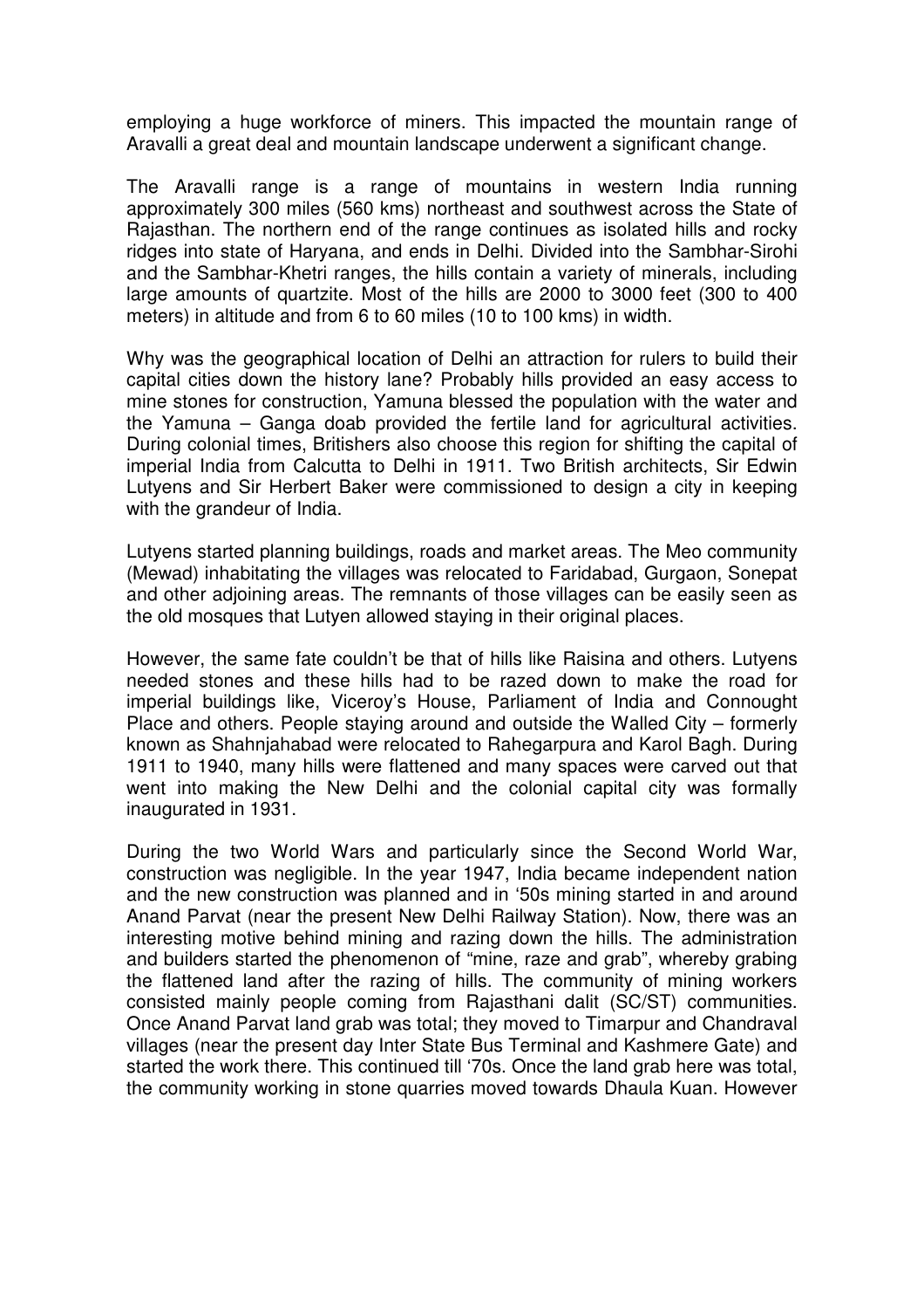employing a huge workforce of miners. This impacted the mountain range of Aravalli a great deal and mountain landscape underwent a significant change.

The Aravalli range is a range of mountains in western India running approximately 300 miles (560 kms) northeast and southwest across the State of Rajasthan. The northern end of the range continues as isolated hills and rocky ridges into state of Haryana, and ends in Delhi. Divided into the Sambhar-Sirohi and the Sambhar-Khetri ranges, the hills contain a variety of minerals, including large amounts of quartzite. Most of the hills are 2000 to 3000 feet (300 to 400 meters) in altitude and from 6 to 60 miles (10 to 100 kms) in width.

Why was the geographical location of Delhi an attraction for rulers to build their capital cities down the history lane? Probably hills provided an easy access to mine stones for construction, Yamuna blessed the population with the water and the Yamuna – Ganga doab provided the fertile land for agricultural activities. During colonial times, Britishers also choose this region for shifting the capital of imperial India from Calcutta to Delhi in 1911. Two British architects, Sir Edwin Lutyens and Sir Herbert Baker were commissioned to design a city in keeping with the grandeur of India.

Lutyens started planning buildings, roads and market areas. The Meo community (Mewad) inhabitating the villages was relocated to Faridabad, Gurgaon, Sonepat and other adjoining areas. The remnants of those villages can be easily seen as the old mosques that Lutyen allowed staying in their original places.

However, the same fate couldn't be that of hills like Raisina and others. Lutyens needed stones and these hills had to be razed down to make the road for imperial buildings like, Viceroy's House, Parliament of India and Connought Place and others. People staying around and outside the Walled City – formerly known as Shahnjahabad were relocated to Rahegarpura and Karol Bagh. During 1911 to 1940, many hills were flattened and many spaces were carved out that went into making the New Delhi and the colonial capital city was formally inaugurated in 1931.

During the two World Wars and particularly since the Second World War, construction was negligible. In the year 1947, India became independent nation and the new construction was planned and in '50s mining started in and around Anand Parvat (near the present New Delhi Railway Station). Now, there was an interesting motive behind mining and razing down the hills. The administration and builders started the phenomenon of "mine, raze and grab", whereby grabing the flattened land after the razing of hills. The community of mining workers consisted mainly people coming from Rajasthani dalit (SC/ST) communities. Once Anand Parvat land grab was total; they moved to Timarpur and Chandraval villages (near the present day Inter State Bus Terminal and Kashmere Gate) and started the work there. This continued till '70s. Once the land grab here was total, the community working in stone quarries moved towards Dhaula Kuan. However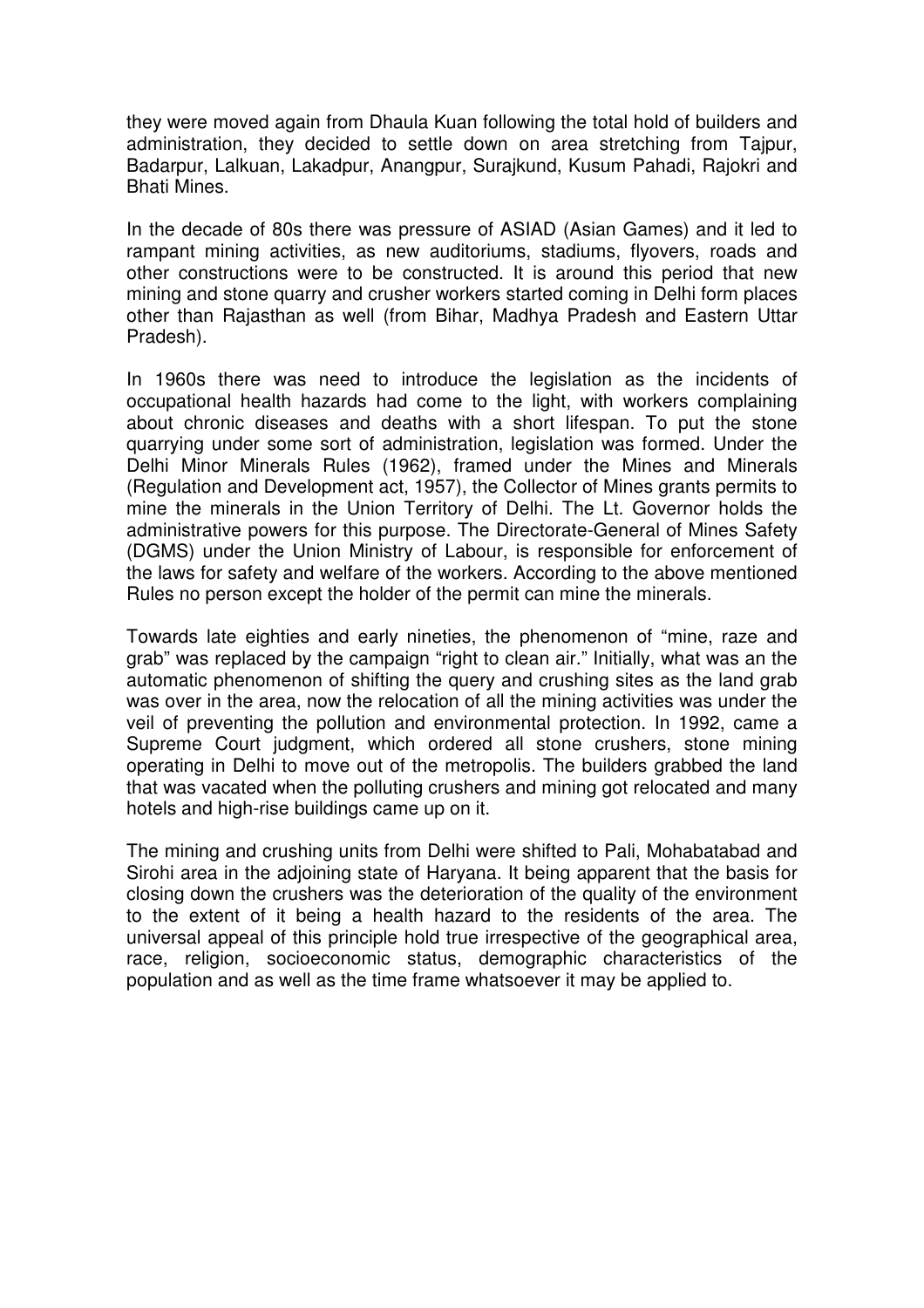they were moved again from Dhaula Kuan following the total hold of builders and administration, they decided to settle down on area stretching from Tajpur, Badarpur, Lalkuan, Lakadpur, Anangpur, Surajkund, Kusum Pahadi, Rajokri and Bhati Mines.

In the decade of 80s there was pressure of ASIAD (Asian Games) and it led to rampant mining activities, as new auditoriums, stadiums, flyovers, roads and other constructions were to be constructed. It is around this period that new mining and stone quarry and crusher workers started coming in Delhi form places other than Rajasthan as well (from Bihar, Madhya Pradesh and Eastern Uttar Pradesh).

In 1960s there was need to introduce the legislation as the incidents of occupational health hazards had come to the light, with workers complaining about chronic diseases and deaths with a short lifespan. To put the stone quarrying under some sort of administration, legislation was formed. Under the Delhi Minor Minerals Rules (1962), framed under the Mines and Minerals (Regulation and Development act, 1957), the Collector of Mines grants permits to mine the minerals in the Union Territory of Delhi. The Lt. Governor holds the administrative powers for this purpose. The Directorate-General of Mines Safety (DGMS) under the Union Ministry of Labour, is responsible for enforcement of the laws for safety and welfare of the workers. According to the above mentioned Rules no person except the holder of the permit can mine the minerals.

Towards late eighties and early nineties, the phenomenon of "mine, raze and grab" was replaced by the campaign "right to clean air." Initially, what was an the automatic phenomenon of shifting the query and crushing sites as the land grab was over in the area, now the relocation of all the mining activities was under the veil of preventing the pollution and environmental protection. In 1992, came a Supreme Court judgment, which ordered all stone crushers, stone mining operating in Delhi to move out of the metropolis. The builders grabbed the land that was vacated when the polluting crushers and mining got relocated and many hotels and high-rise buildings came up on it.

The mining and crushing units from Delhi were shifted to Pali, Mohabatabad and Sirohi area in the adjoining state of Haryana. It being apparent that the basis for closing down the crushers was the deterioration of the quality of the environment to the extent of it being a health hazard to the residents of the area. The universal appeal of this principle hold true irrespective of the geographical area, race, religion, socioeconomic status, demographic characteristics of the population and as well as the time frame whatsoever it may be applied to.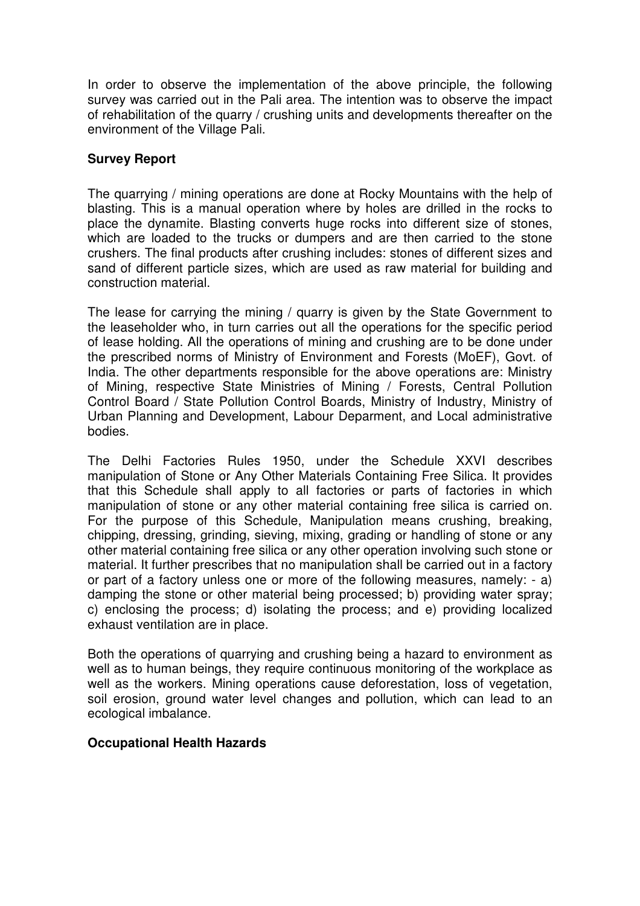In order to observe the implementation of the above principle, the following survey was carried out in the Pali area. The intention was to observe the impact of rehabilitation of the quarry / crushing units and developments thereafter on the environment of the Village Pali.

**Survey Report**

The quarrying / mining operations are done at Rocky Mountains with the help of blasting. This is a manual operation where by holes are drilled in the rocks to place the dynamite. Blasting converts huge rocks into different size of stones, which are loaded to the trucks or dumpers and are then carried to the stone crushers. The final products after crushing includes: stones of different sizes and sand of different particle sizes, which are used as raw material for building and construction material.

The lease for carrying the mining / quarry is given by the State Government to the leaseholder who, in turn carries out all the operations for the specific period of lease holding. All the operations of mining and crushing are to be done under the prescribed norms of Ministry of Environment and Forests (MoEF), Govt. of India. The other departments responsible for the above operations are: Ministry of Mining, respective State Ministries of Mining / Forests, Central Pollution Control Board / State Pollution Control Boards, Ministry of Industry, Ministry of Urban Planning and Development, Labour Deparment, and Local administrative bodies.

The Delhi Factories Rules 1950, under the Schedule XXVI describes manipulation of Stone or Any Other Materials Containing Free Silica. It provides that this Schedule shall apply to all factories or parts of factories in which manipulation of stone or any other material containing free silica is carried on. For the purpose of this Schedule, Manipulation means crushing, breaking, chipping, dressing, grinding, sieving, mixing, grading or handling of stone or any other material containing free silica or any other operation involving such stone or material. It further prescribes that no manipulation shall be carried out in a factory or part of a factory unless one or more of the following measures, namely: - a) damping the stone or other material being processed; b) providing water spray; c) enclosing the process; d) isolating the process; and e) providing localized exhaust ventilation are in place.

Both the operations of quarrying and crushing being a hazard to environment as well as to human beings, they require continuous monitoring of the workplace as well as the workers. Mining operations cause deforestation, loss of vegetation, soil erosion, ground water level changes and pollution, which can lead to an ecological imbalance.

**Occupational Health Hazards**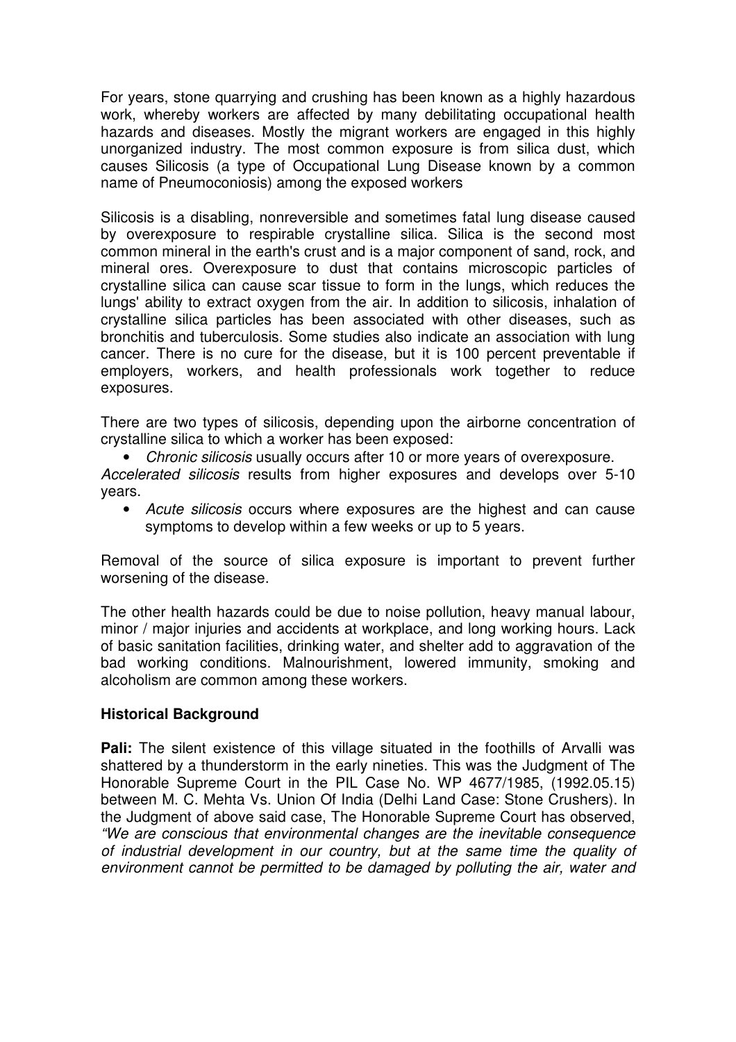For years, stone quarrying and crushing has been known as a highly hazardous work, whereby workers are affected by many debilitating occupational health hazards and diseases. Mostly the migrant workers are engaged in this highly unorganized industry. The most common exposure is from silica dust, which causes Silicosis (a type of Occupational Lung Disease known by a common name of Pneumoconiosis) among the exposed workers

Silicosis is a disabling, nonreversible and sometimes fatal lung disease caused by overexposure to respirable crystalline silica. Silica is the second most common mineral in the earth's crust and is a major component of sand, rock, and mineral ores. Overexposure to dust that contains microscopic particles of crystalline silica can cause scar tissue to form in the lungs, which reduces the lungs' ability to extract oxygen from the air. In addition to silicosis, inhalation of crystalline silica particles has been associated with other diseases, such as bronchitis and tuberculosis. Some studies also indicate an association with lung cancer. There is no cure for the disease, but it is 100 percent preventable if employers, workers, and health professionals work together to reduce exposures.

There are two types of silicosis, depending upon the airborne concentration of crystalline silica to which a worker has been exposed:

- *Chronic silicosis* usually occurs after 10 or more years of overexposure.

*Accelerated silicosis* results from higher exposures and develops over 5-10 years.

- *Acute silicosis* occurs where exposures are the highest and can cause symptoms to develop within a few weeks or up to 5 years.

Removal of the source of silica exposure is important to prevent further worsening of the disease.

The other health hazards could be due to noise pollution, heavy manual labour, minor / major injuries and accidents at workplace, and long working hours. Lack of basic sanitation facilities, drinking water, and shelter add to aggravation of the bad working conditions. Malnourishment, lowered immunity, smoking and alcoholism are common among these workers.

**Historical Background**

**Pali:** The silent existence of this village situated in the foothills of Arvalli was shattered by a thunderstorm in the early nineties. This was the Judgment of The Honorable Supreme Court in the PIL Case No. WP 4677/1985, (1992.05.15) between M. C. Mehta Vs. Union Of India (Delhi Land Case: Stone Crushers). In the Judgment of above said case, The Honorable Supreme Court has observed, *"We are conscious that environmental changes are the inevitable consequence of industrial development in our country, but at the same time the quality of environment cannot be permitted to be damaged by polluting the air, water and*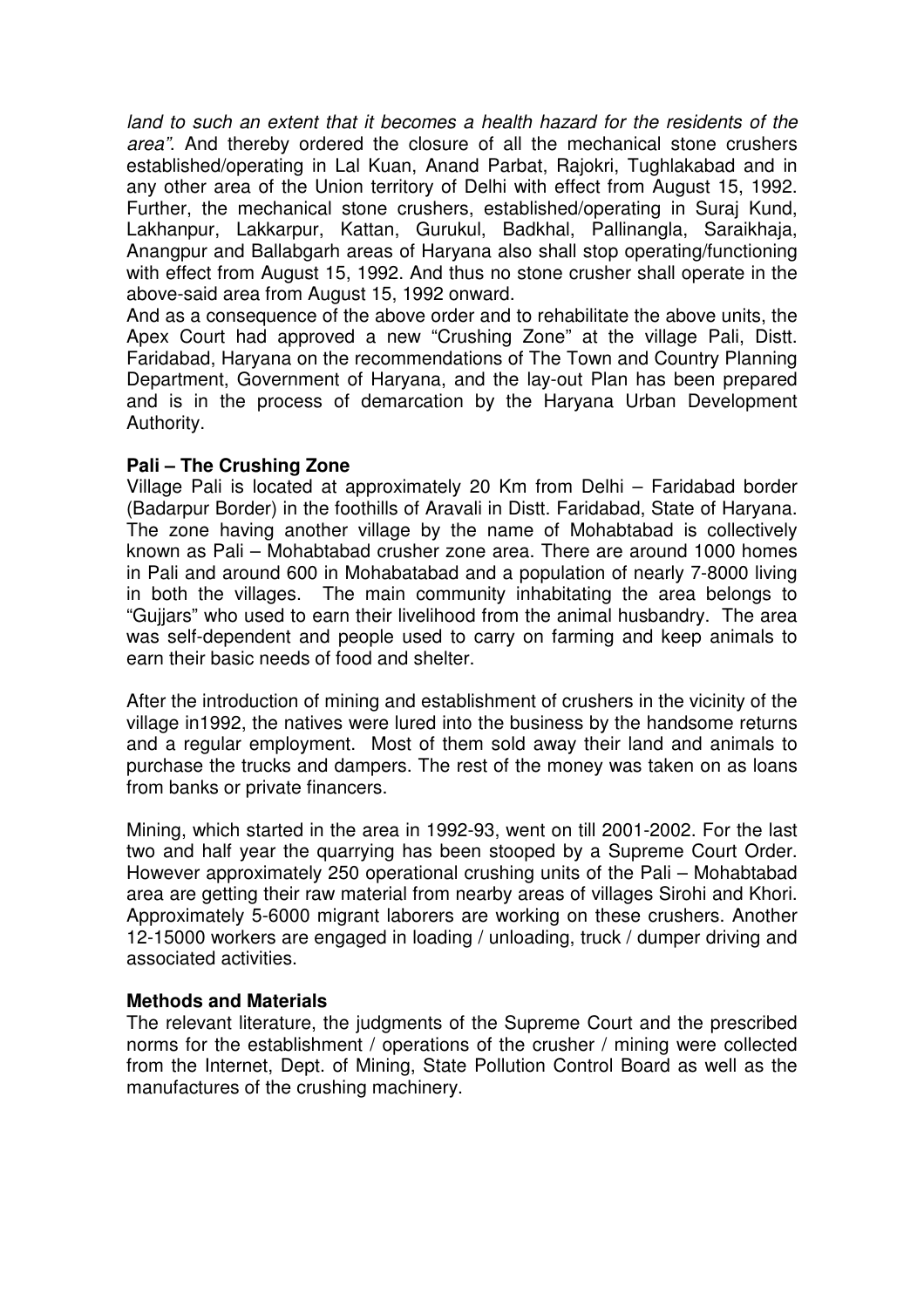*land to such an extent that it becomes a health hazard for the residents of the area"*. And thereby ordered the closure of all the mechanical stone crushers established/operating in Lal Kuan, Anand Parbat, Rajokri, Tughlakabad and in any other area of the Union territory of Delhi with effect from August 15, 1992. Further, the mechanical stone crushers, established/operating in Suraj Kund, Lakhanpur, Lakkarpur, Kattan, Gurukul, Badkhal, Pallinangla, Saraikhaja, Anangpur and Ballabgarh areas of Haryana also shall stop operating/functioning with effect from August 15, 1992. And thus no stone crusher shall operate in the above-said area from August 15, 1992 onward.

And as a consequence of the above order and to rehabilitate the above units, the Apex Court had approved a new "Crushing Zone" at the village Pali, Distt. Faridabad, Haryana on the recommendations of The Town and Country Planning Department, Government of Haryana, and the lay-out Plan has been prepared and is in the process of demarcation by the Haryana Urban Development Authority.

**Pali – The Crushing Zone**

Village Pali is located at approximately 20 Km from Delhi – Faridabad border (Badarpur Border) in the foothills of Aravali in Distt. Faridabad, State of Haryana. The zone having another village by the name of Mohabtabad is collectively known as Pali – Mohabtabad crusher zone area. There are around 1000 homes in Pali and around 600 in Mohabatabad and a population of nearly 7-8000 living in both the villages. The main community inhabitating the area belongs to "Gujjars" who used to earn their livelihood from the animal husbandry. The area was self-dependent and people used to carry on farming and keep animals to earn their basic needs of food and shelter.

After the introduction of mining and establishment of crushers in the vicinity of the village in1992, the natives were lured into the business by the handsome returns and a regular employment. Most of them sold away their land and animals to purchase the trucks and dampers. The rest of the money was taken on as loans from banks or private financers.

Mining, which started in the area in 1992-93, went on till 2001-2002. For the last two and half year the quarrying has been stooped by a Supreme Court Order. However approximately 250 operational crushing units of the Pali – Mohabtabad area are getting their raw material from nearby areas of villages Sirohi and Khori. Approximately 5-6000 migrant laborers are working on these crushers. Another 12-15000 workers are engaged in loading / unloading, truck / dumper driving and associated activities.

**Methods and Materials**

The relevant literature, the judgments of the Supreme Court and the prescribed norms for the establishment / operations of the crusher / mining were collected from the Internet, Dept. of Mining, State Pollution Control Board as well as the manufactures of the crushing machinery.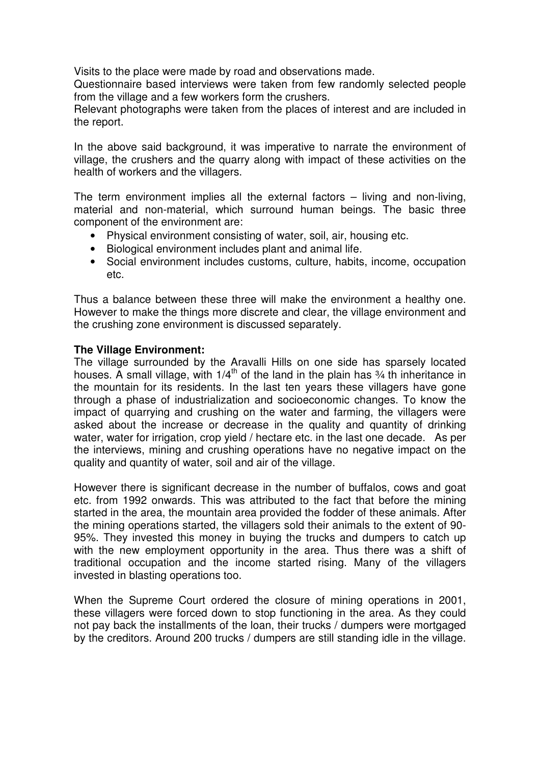Visits to the place were made by road and observations made.

Questionnaire based interviews were taken from few randomly selected people from the village and a few workers form the crushers.

Relevant photographs were taken from the places of interest and are included in the report.

In the above said background, it was imperative to narrate the environment of village, the crushers and the quarry along with impact of these activities on the health of workers and the villagers.

The term environment implies all the external factors – living and non-living, material and non-material, which surround human beings. The basic three component of the environment are:

- Physical environment consisting of water, soil, air, housing etc.
- Biological environment includes plant and animal life.
- Social environment includes customs, culture, habits, income, occupation etc.

Thus a balance between these three will make the environment a healthy one. However to make the things more discrete and clear, the village environment and the crushing zone environment is discussed separately.

**The Village Environment:**

The village surrounded by the Aravalli Hills on one side has sparsely located houses. A small village, with 1/4$^{th}$ of the land in the plain has ¾ th inheritance in the mountain for its residents. In the last ten years these villagers have gone through a phase of industrialization and socioeconomic changes. To know the impact of quarrying and crushing on the water and farming, the villagers were asked about the increase or decrease in the quality and quantity of drinking water, water for irrigation, crop yield / hectare etc. in the last one decade. As per the interviews, mining and crushing operations have no negative impact on the quality and quantity of water, soil and air of the village.

However there is significant decrease in the number of buffalos, cows and goat etc. from 1992 onwards. This was attributed to the fact that before the mining started in the area, the mountain area provided the fodder of these animals. After the mining operations started, the villagers sold their animals to the extent of 90-95%. They invested this money in buying the trucks and dumpers to catch up with the new employment opportunity in the area. Thus there was a shift of traditional occupation and the income started rising. Many of the villagers invested in blasting operations too.

When the Supreme Court ordered the closure of mining operations in 2001, these villagers were forced down to stop functioning in the area. As they could not pay back the installments of the loan, their trucks / dumpers were mortgaged by the creditors. Around 200 trucks / dumpers are still standing idle in the village.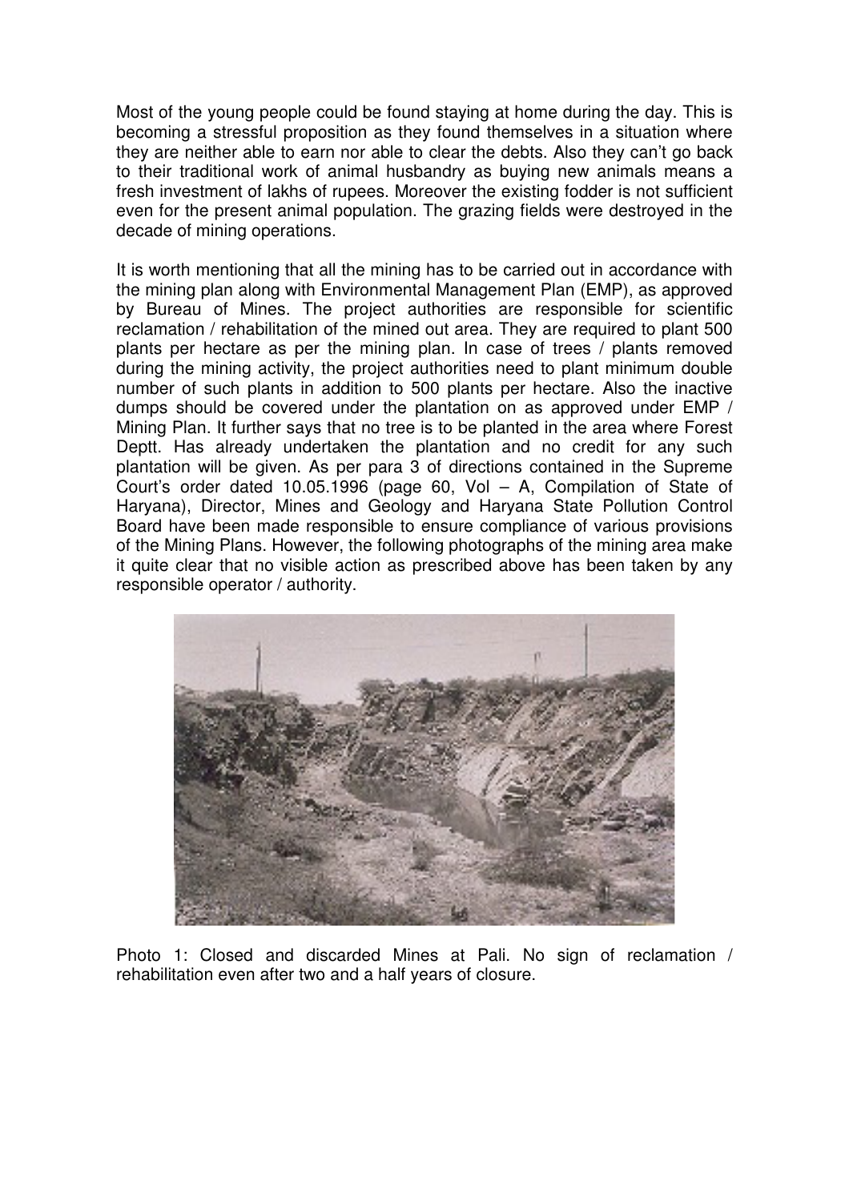Most of the young people could be found staying at home during the day. This is becoming a stressful proposition as they found themselves in a situation where they are neither able to earn nor able to clear the debts. Also they can't go back to their traditional work of animal husbandry as buying new animals means a fresh investment of lakhs of rupees. Moreover the existing fodder is not sufficient even for the present animal population. The grazing fields were destroyed in the decade of mining operations.

It is worth mentioning that all the mining has to be carried out in accordance with the mining plan along with Environmental Management Plan (EMP), as approved by Bureau of Mines. The project authorities are responsible for scientific reclamation / rehabilitation of the mined out area. They are required to plant 500 plants per hectare as per the mining plan. In case of trees / plants removed during the mining activity, the project authorities need to plant minimum double number of such plants in addition to 500 plants per hectare. Also the inactive dumps should be covered under the plantation on as approved under EMP / Mining Plan. It further says that no tree is to be planted in the area where Forest Deptt. Has already undertaken the plantation and no credit for any such plantation will be given. As per para 3 of directions contained in the Supreme Court's order dated 10.05.1996 (page 60, Vol – A, Compilation of State of Haryana), Director, Mines and Geology and Haryana State Pollution Control Board have been made responsible to ensure compliance of various provisions of the Mining Plans. However, the following photographs of the mining area make it quite clear that no visible action as prescribed above has been taken by any responsible operator / authority.

Photo 1: Closed and discarded Mines at Pali. No sign of reclamation / rehabilitation even after two and a half years of closure.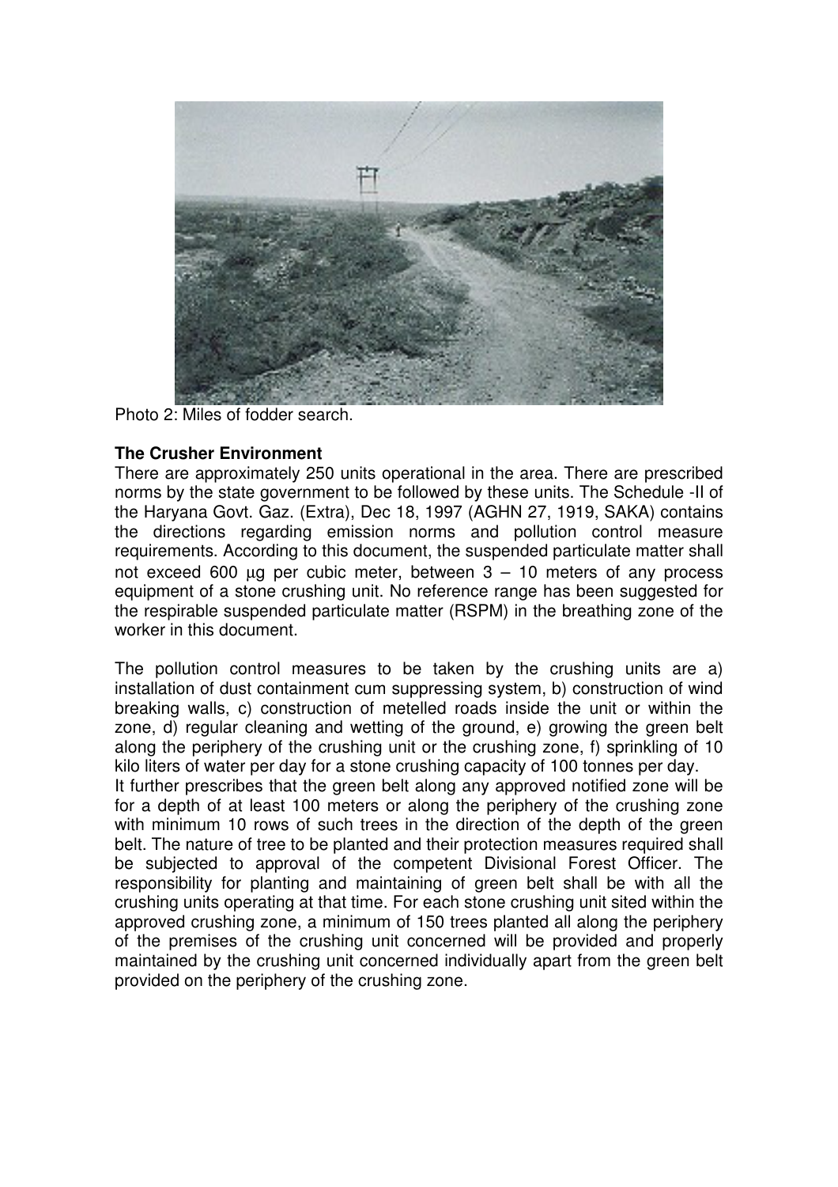Photo 2: Miles of fodder search.

**The Crusher Environment**

There are approximately 250 units operational in the area. There are prescribed norms by the state government to be followed by these units. The Schedule -II of the Haryana Govt. Gaz. (Extra), Dec 18, 1997 (AGHN 27, 1919, SAKA) contains the directions regarding emission norms and pollution control measure requirements. According to this document, the suspended particulate matter shall not exceed 600 µg per cubic meter, between 3 – 10 meters of any process equipment of a stone crushing unit. No reference range has been suggested for the respirable suspended particulate matter (RSPM) in the breathing zone of the worker in this document.

The pollution control measures to be taken by the crushing units are a) installation of dust containment cum suppressing system, b) construction of wind breaking walls, c) construction of metelled roads inside the unit or within the zone, d) regular cleaning and wetting of the ground, e) growing the green belt along the periphery of the crushing unit or the crushing zone, f) sprinkling of 10 kilo liters of water per day for a stone crushing capacity of 100 tonnes per day.

It further prescribes that the green belt along any approved notified zone will be for a depth of at least 100 meters or along the periphery of the crushing zone with minimum 10 rows of such trees in the direction of the depth of the green belt. The nature of tree to be planted and their protection measures required shall be subjected to approval of the competent Divisional Forest Officer. The responsibility for planting and maintaining of green belt shall be with all the crushing units operating at that time. For each stone crushing unit sited within the approved crushing zone, a minimum of 150 trees planted all along the periphery of the premises of the crushing unit concerned will be provided and properly maintained by the crushing unit concerned individually apart from the green belt provided on the periphery of the crushing zone.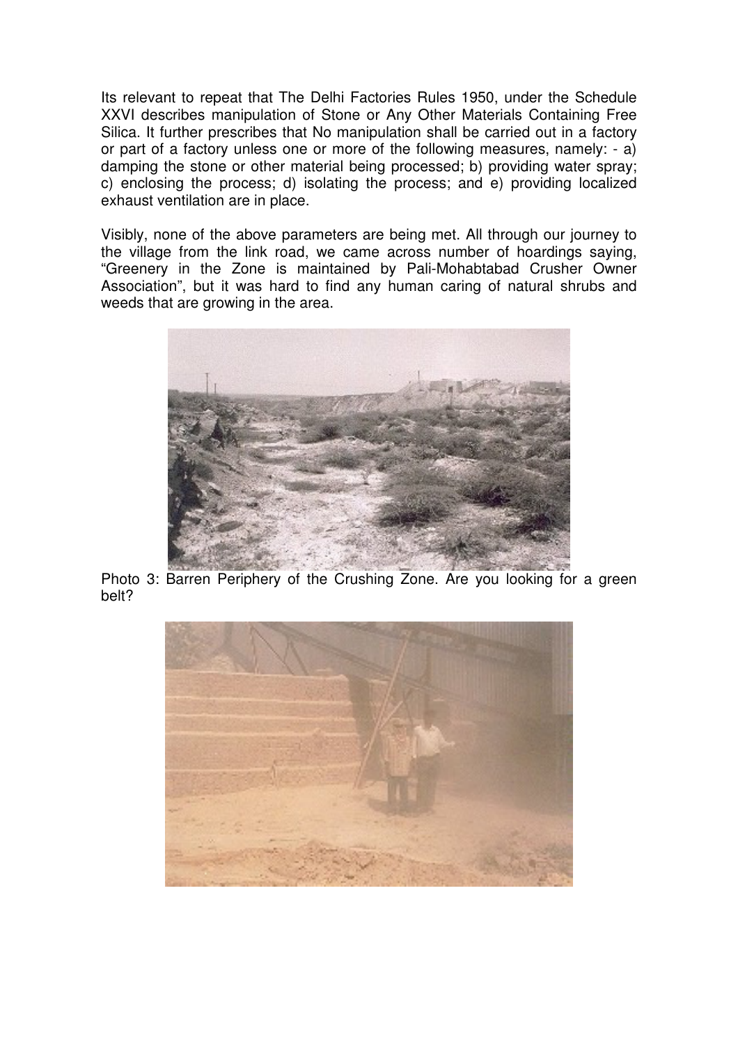Its relevant to repeat that The Delhi Factories Rules 1950, under the Schedule XXVI describes manipulation of Stone or Any Other Materials Containing Free Silica. It further prescribes that No manipulation shall be carried out in a factory or part of a factory unless one or more of the following measures, namely: - a) damping the stone or other material being processed; b) providing water spray; c) enclosing the process; d) isolating the process; and e) providing localized exhaust ventilation are in place.

Visibly, none of the above parameters are being met. All through our journey to the village from the link road, we came across number of hoardings saying, "Greenery in the Zone is maintained by Pali-Mohabtabad Crusher Owner Association", but it was hard to find any human caring of natural shrubs and weeds that are growing in the area.

Photo 3: Barren Periphery of the Crushing Zone. Are you looking for a green belt?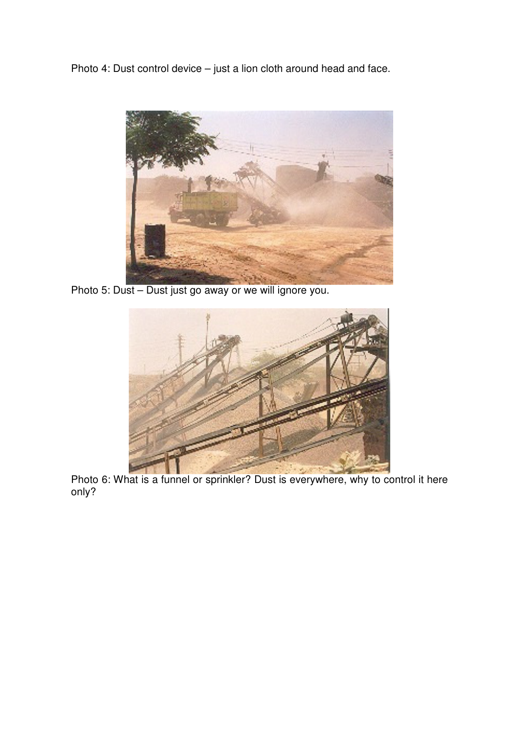Photo 4: Dust control device – just a lion cloth around head and face.

Photo 5: Dust – Dust just go away or we will ignore you.

Photo 6: What is a funnel or sprinkler? Dust is everywhere, why to control it here only?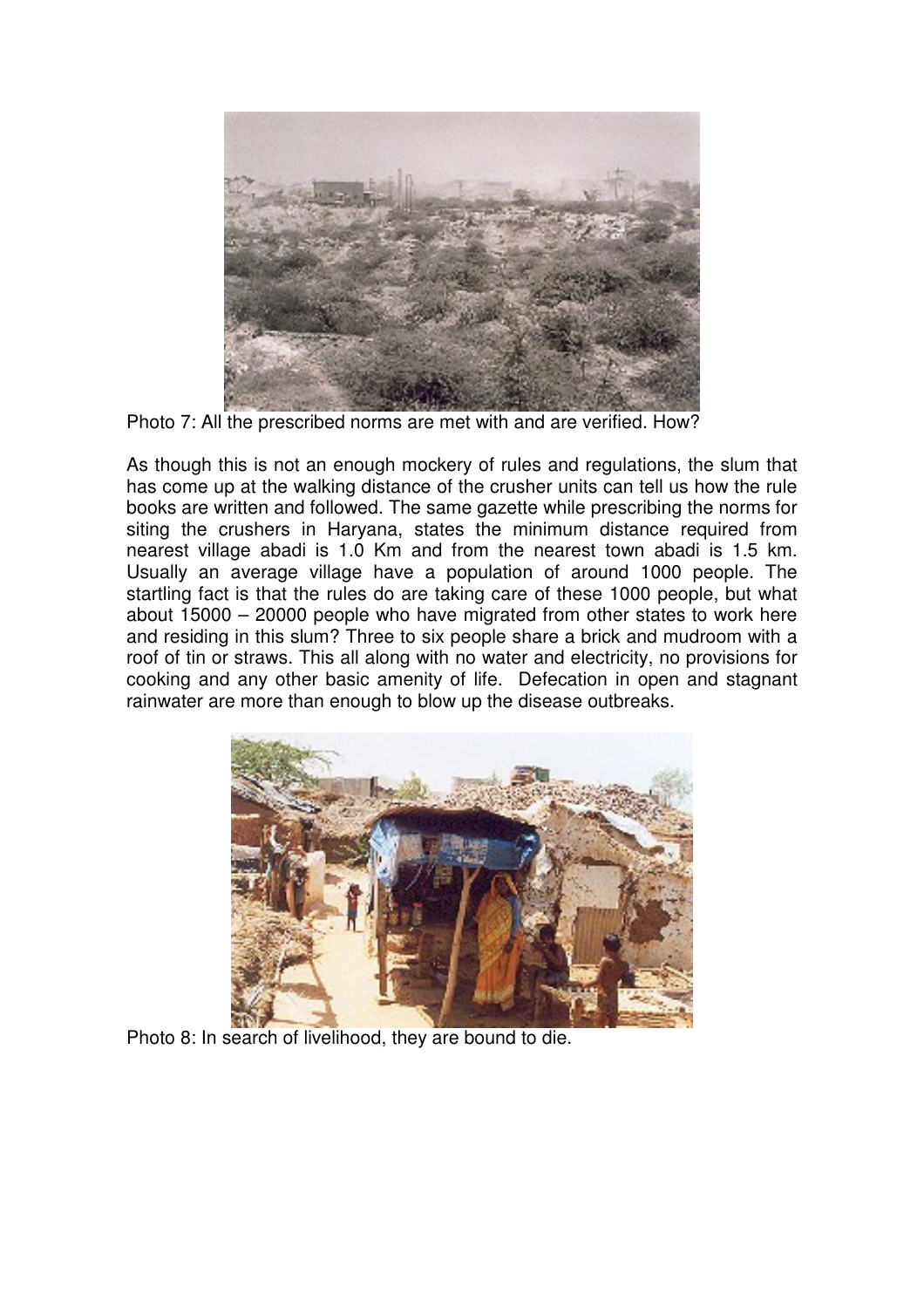Photo 7: All the prescribed norms are met with and are verified. How?

As though this is not an enough mockery of rules and regulations, the slum that has come up at the walking distance of the crusher units can tell us how the rule books are written and followed. The same gazette while prescribing the norms for siting the crushers in Haryana, states the minimum distance required from nearest village abadi is 1.0 Km and from the nearest town abadi is 1.5 km. Usually an average village have a population of around 1000 people. The startling fact is that the rules do are taking care of these 1000 people, but what about 15000 – 20000 people who have migrated from other states to work here and residing in this slum? Three to six people share a brick and mudroom with a roof of tin or straws. This all along with no water and electricity, no provisions for cooking and any other basic amenity of life. Defecation in open and stagnant rainwater are more than enough to blow up the disease outbreaks.

Photo 8: In search of livelihood, they are bound to die.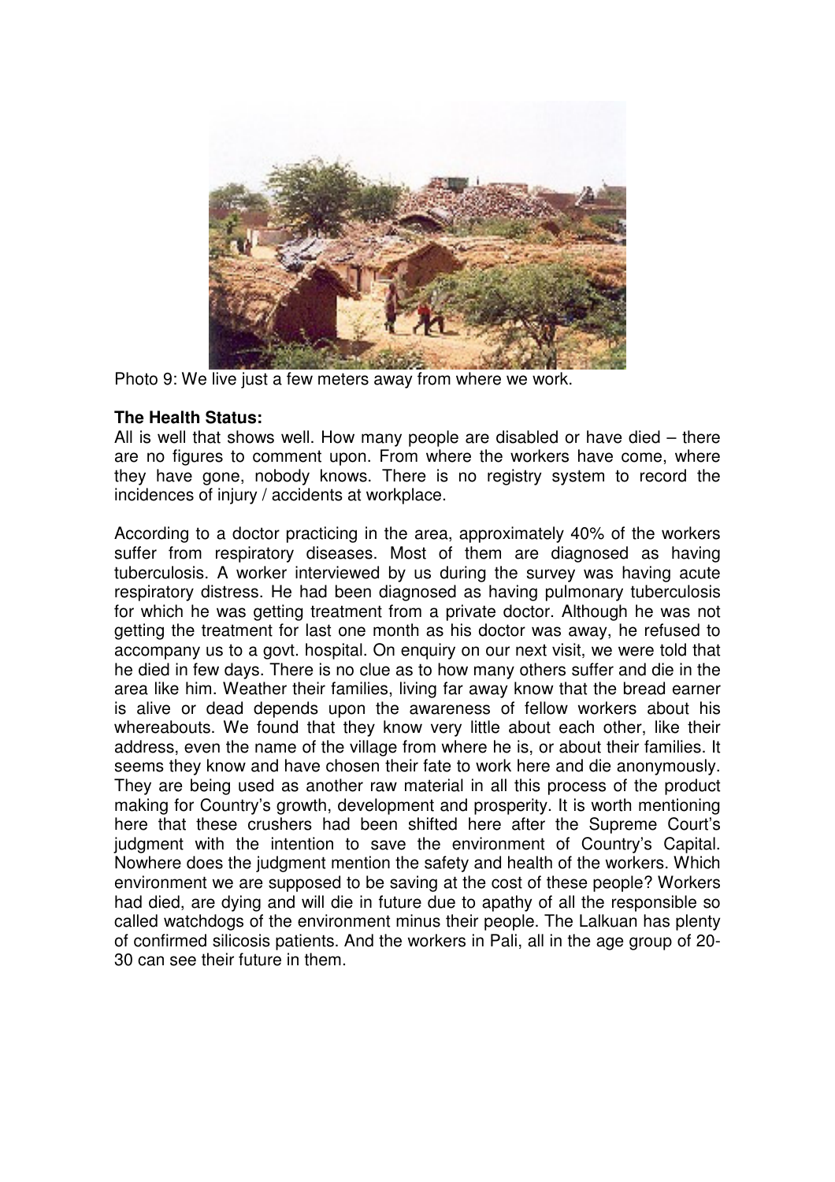Photo 9: We live just a few meters away from where we work.

**The Health Status:**

All is well that shows well. How many people are disabled or have died – there are no figures to comment upon. From where the workers have come, where they have gone, nobody knows. There is no registry system to record the incidences of injury / accidents at workplace.

According to a doctor practicing in the area, approximately 40% of the workers suffer from respiratory diseases. Most of them are diagnosed as having tuberculosis. A worker interviewed by us during the survey was having acute respiratory distress. He had been diagnosed as having pulmonary tuberculosis for which he was getting treatment from a private doctor. Although he was not getting the treatment for last one month as his doctor was away, he refused to accompany us to a govt. hospital. On enquiry on our next visit, we were told that he died in few days. There is no clue as to how many others suffer and die in the area like him. Weather their families, living far away know that the bread earner is alive or dead depends upon the awareness of fellow workers about his whereabouts. We found that they know very little about each other, like their address, even the name of the village from where he is, or about their families. It seems they know and have chosen their fate to work here and die anonymously. They are being used as another raw material in all this process of the product making for Country's growth, development and prosperity. It is worth mentioning here that these crushers had been shifted here after the Supreme Court's judgment with the intention to save the environment of Country's Capital. Nowhere does the judgment mention the safety and health of the workers. Which environment we are supposed to be saving at the cost of these people? Workers had died, are dying and will die in future due to apathy of all the responsible so called watchdogs of the environment minus their people. The Lalkuan has plenty of confirmed silicosis patients. And the workers in Pali, all in the age group of 20-30 can see their future in them.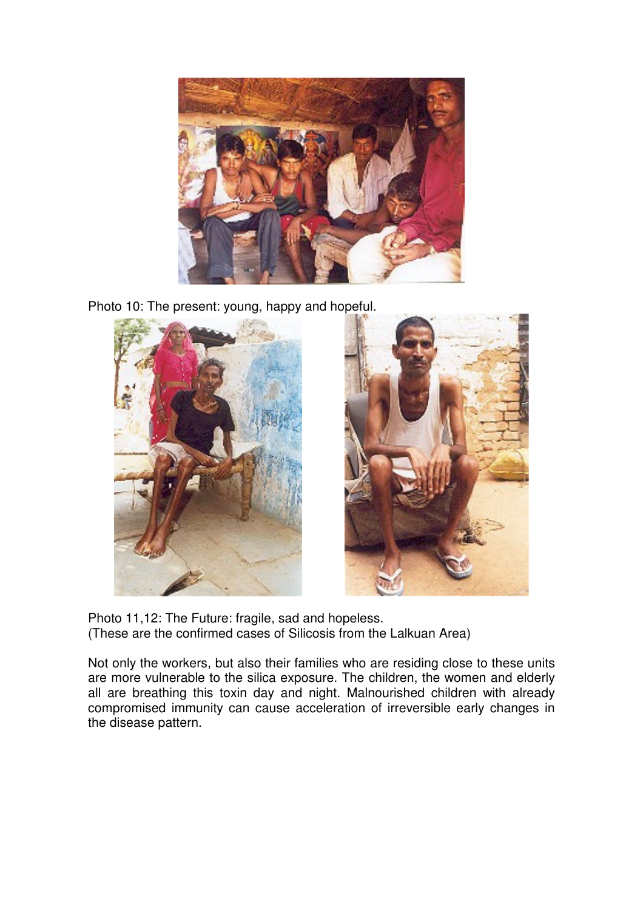Photo 10: The present: young, happy and hopeful.

Photo 11,12: The Future: fragile, sad and hopeless.
(These are the confirmed cases of Silicosis from the Lalkuan Area)

Not only the workers, but also their families who are residing close to these units are more vulnerable to the silica exposure. The children, the women and elderly all are breathing this toxin day and night. Malnourished children with already compromised immunity can cause acceleration of irreversible early changes in the disease pattern.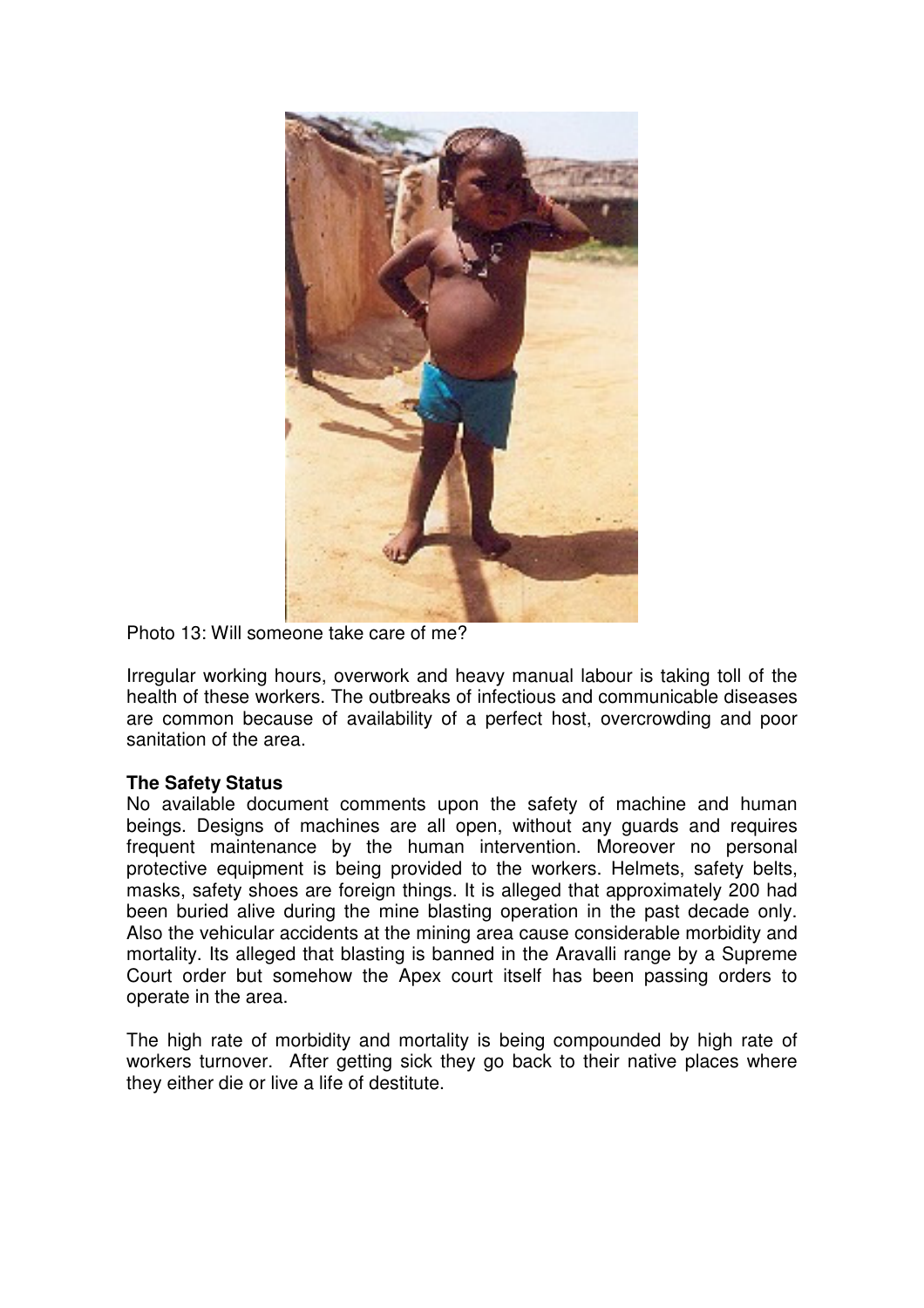Photo 13: Will someone take care of me?

Irregular working hours, overwork and heavy manual labour is taking toll of the health of these workers. The outbreaks of infectious and communicable diseases are common because of availability of a perfect host, overcrowding and poor sanitation of the area.

**The Safety Status**

No available document comments upon the safety of machine and human beings. Designs of machines are all open, without any guards and requires frequent maintenance by the human intervention. Moreover no personal protective equipment is being provided to the workers. Helmets, safety belts, masks, safety shoes are foreign things. It is alleged that approximately 200 had been buried alive during the mine blasting operation in the past decade only. Also the vehicular accidents at the mining area cause considerable morbidity and mortality. Its alleged that blasting is banned in the Aravalli range by a Supreme Court order but somehow the Apex court itself has been passing orders to operate in the area.

The high rate of morbidity and mortality is being compounded by high rate of workers turnover. After getting sick they go back to their native places where they either die or live a life of destitute.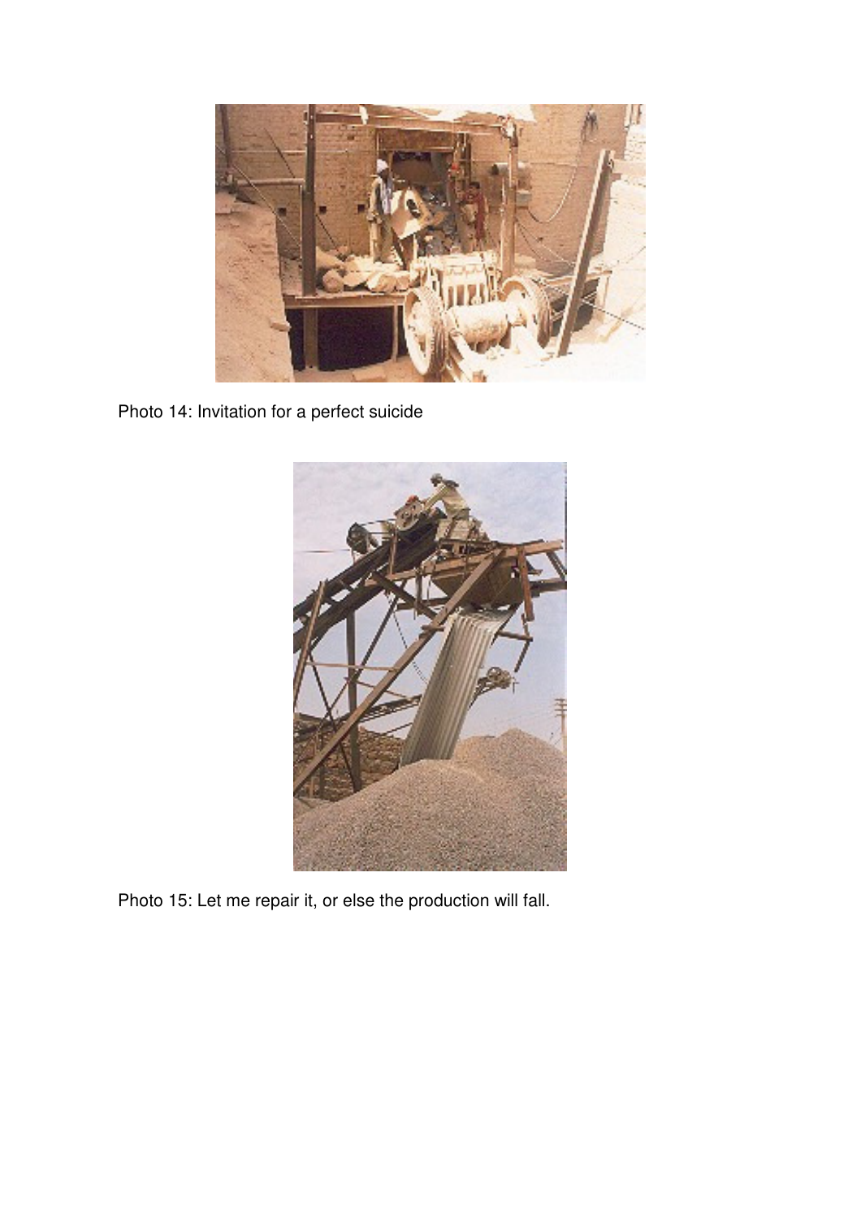Photo 14: Invitation for a perfect suicide

Photo 15: Let me repair it, or else the production will fall.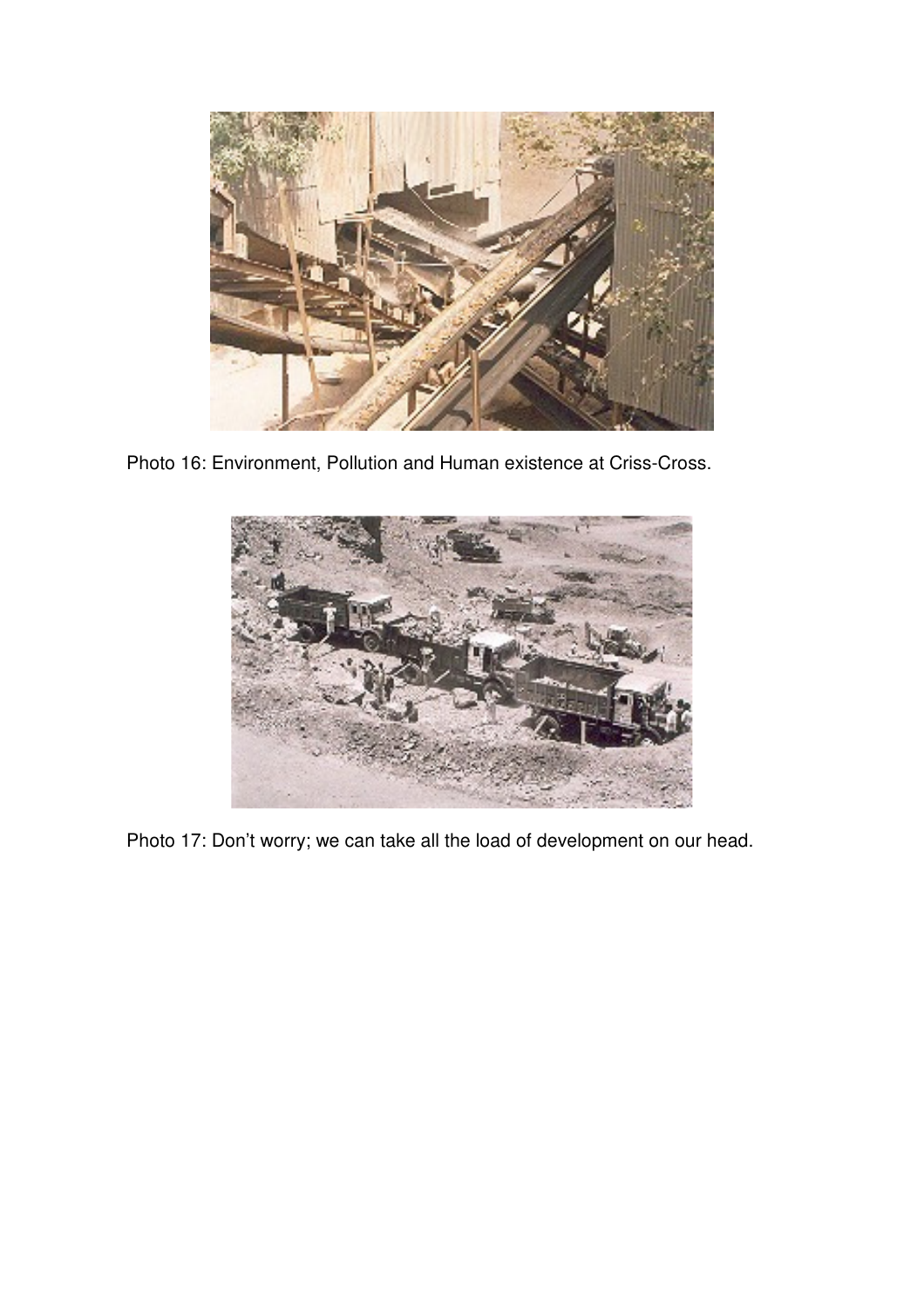Photo 16: Environment, Pollution and Human existence at Criss-Cross.

Photo 17: Don't worry; we can take all the load of development on our head.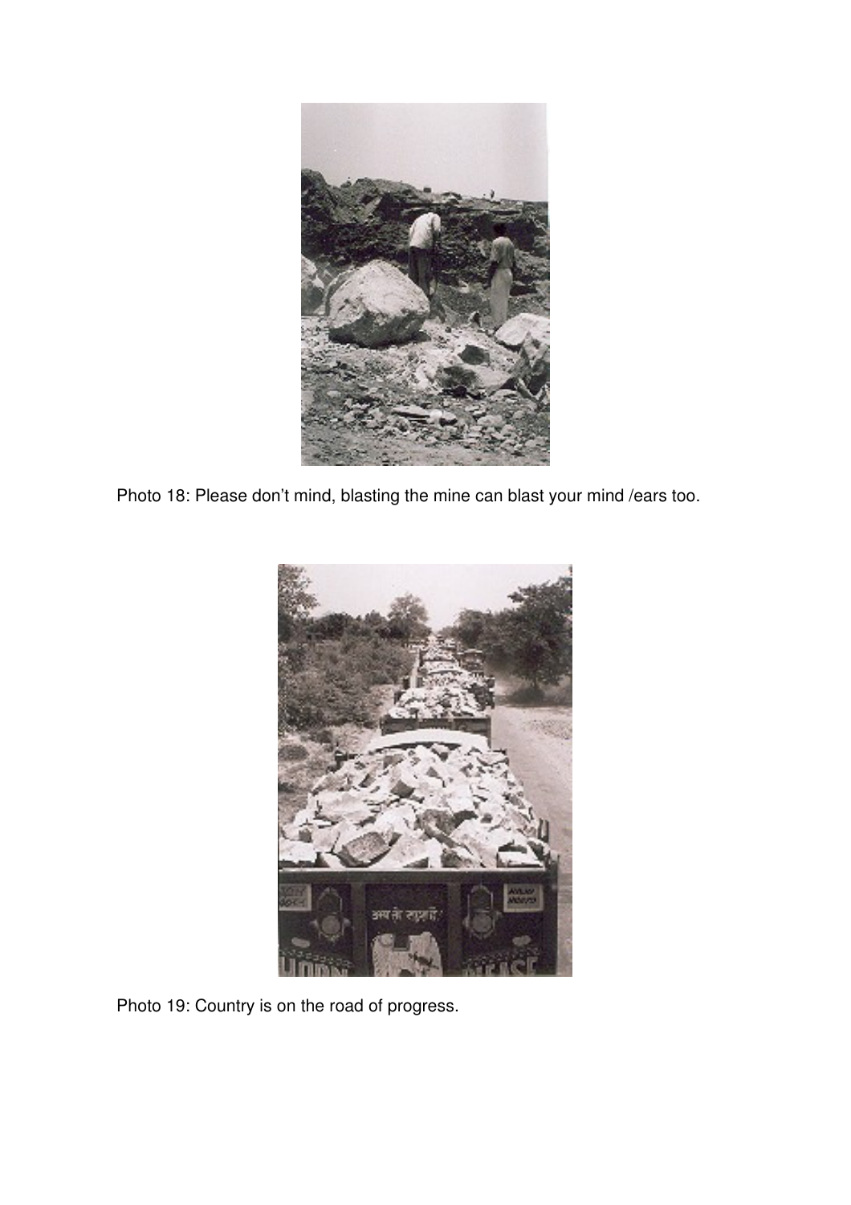Photo 18: Please don't mind, blasting the mine can blast your mind /ears too.

Photo 19: Country is on the road of progress.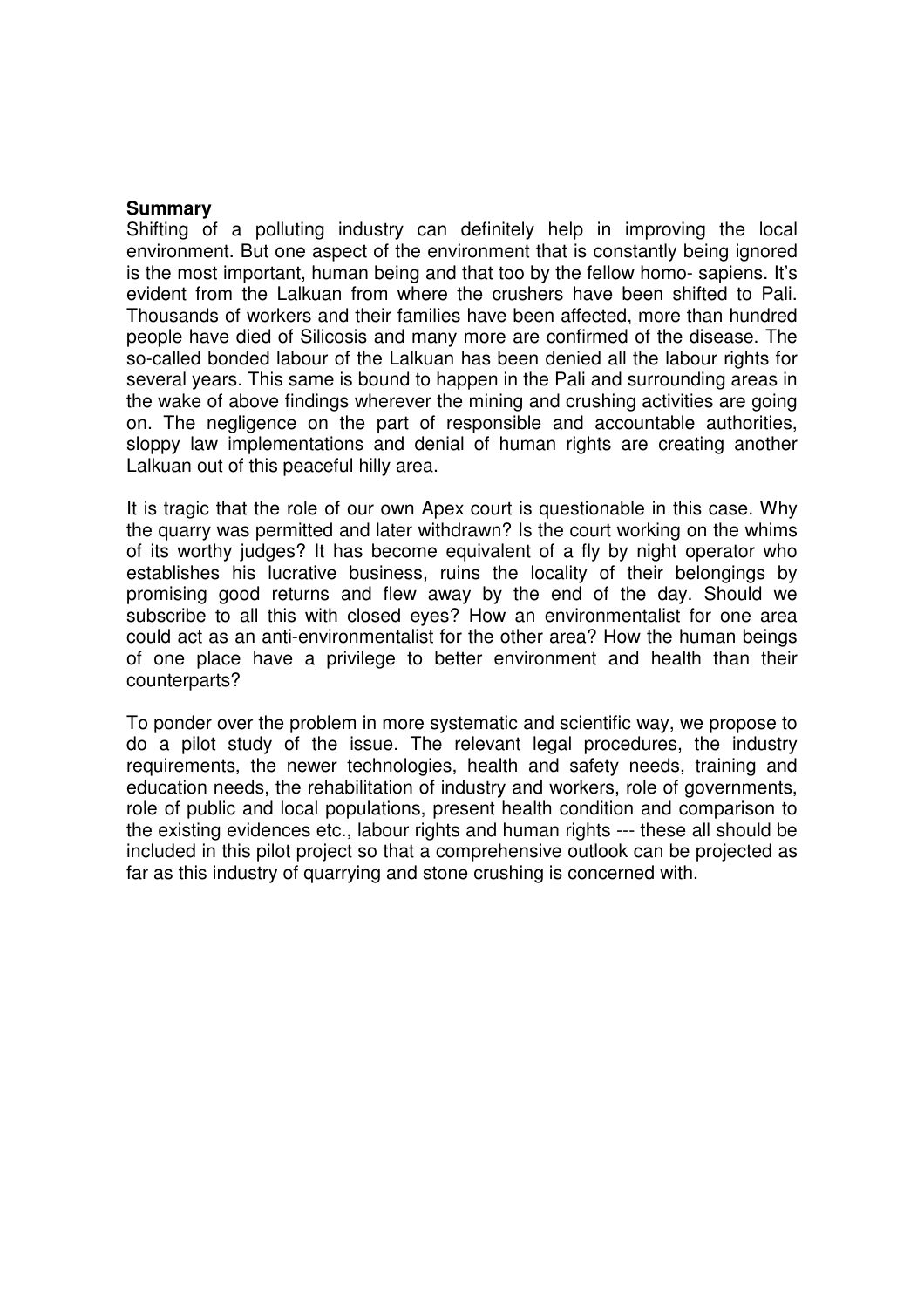**Summary**

Shifting of a polluting industry can definitely help in improving the local environment. But one aspect of the environment that is constantly being ignored is the most important, human being and that too by the fellow homo- sapiens. It's evident from the Lalkuan from where the crushers have been shifted to Pali. Thousands of workers and their families have been affected, more than hundred people have died of Silicosis and many more are confirmed of the disease. The so-called bonded labour of the Lalkuan has been denied all the labour rights for several years. This same is bound to happen in the Pali and surrounding areas in the wake of above findings wherever the mining and crushing activities are going on. The negligence on the part of responsible and accountable authorities, sloppy law implementations and denial of human rights are creating another Lalkuan out of this peaceful hilly area.

It is tragic that the role of our own Apex court is questionable in this case. Why the quarry was permitted and later withdrawn? Is the court working on the whims of its worthy judges? It has become equivalent of a fly by night operator who establishes his lucrative business, ruins the locality of their belongings by promising good returns and flew away by the end of the day. Should we subscribe to all this with closed eyes? How an environmentalist for one area could act as an anti-environmentalist for the other area? How the human beings of one place have a privilege to better environment and health than their counterparts?

To ponder over the problem in more systematic and scientific way, we propose to do a pilot study of the issue. The relevant legal procedures, the industry requirements, the newer technologies, health and safety needs, training and education needs, the rehabilitation of industry and workers, role of governments, role of public and local populations, present health condition and comparison to the existing evidences etc., labour rights and human rights --- these all should be included in this pilot project so that a comprehensive outlook can be projected as far as this industry of quarrying and stone crushing is concerned with.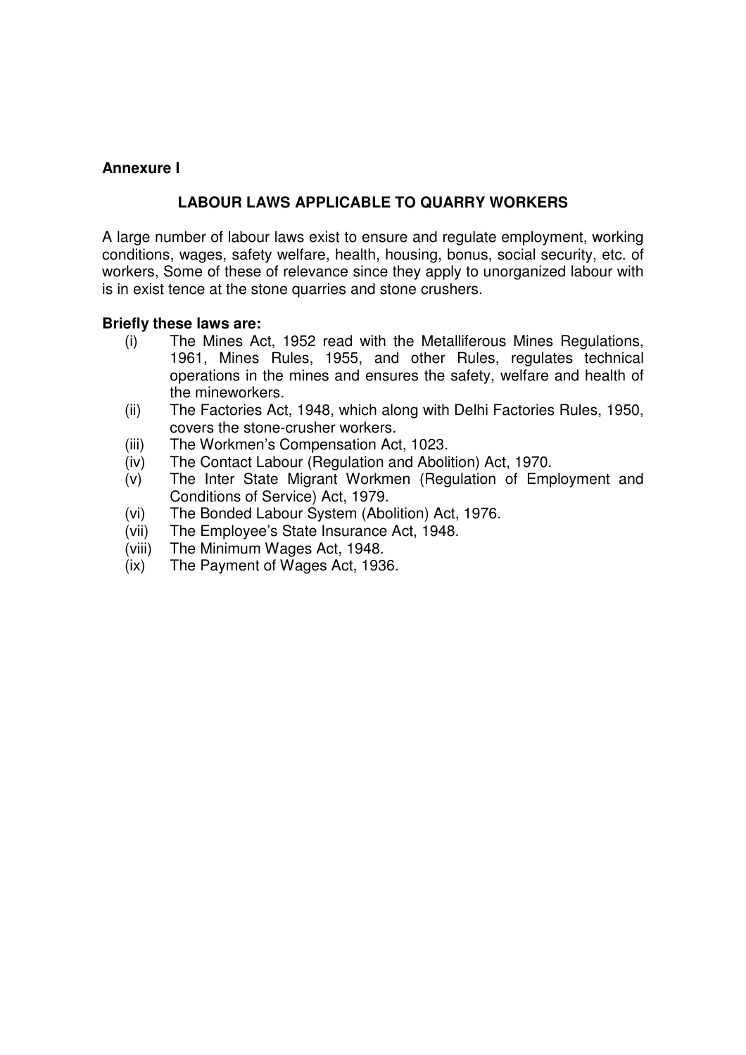**Annexure I**

## LABOUR LAWS APPLICABLE TO QUARRY WORKERS

A large number of labour laws exist to ensure and regulate employment, working conditions, wages, safety welfare, health, housing, bonus, social security, etc. of workers, Some of these of relevance since they apply to unorganized labour with is in exist tence at the stone quarries and stone crushers.

**Briefly these laws are:**

(i) The Mines Act, 1952 read with the Metalliferous Mines Regulations, 1961, Mines Rules, 1955, and other Rules, regulates technical operations in the mines and ensures the safety, welfare and health of the mineworkers.

(ii) The Factories Act, 1948, which along with Delhi Factories Rules, 1950, covers the stone-crusher workers.

(iii) The Workmen's Compensation Act, 1023.

(iv) The Contact Labour (Regulation and Abolition) Act, 1970.

(v) The Inter State Migrant Workmen (Regulation of Employment and Conditions of Service) Act, 1979.

(vi) The Bonded Labour System (Abolition) Act, 1976.

(vii) The Employee's State Insurance Act, 1948.

(viii) The Minimum Wages Act, 1948.

(ix) The Payment of Wages Act, 1936.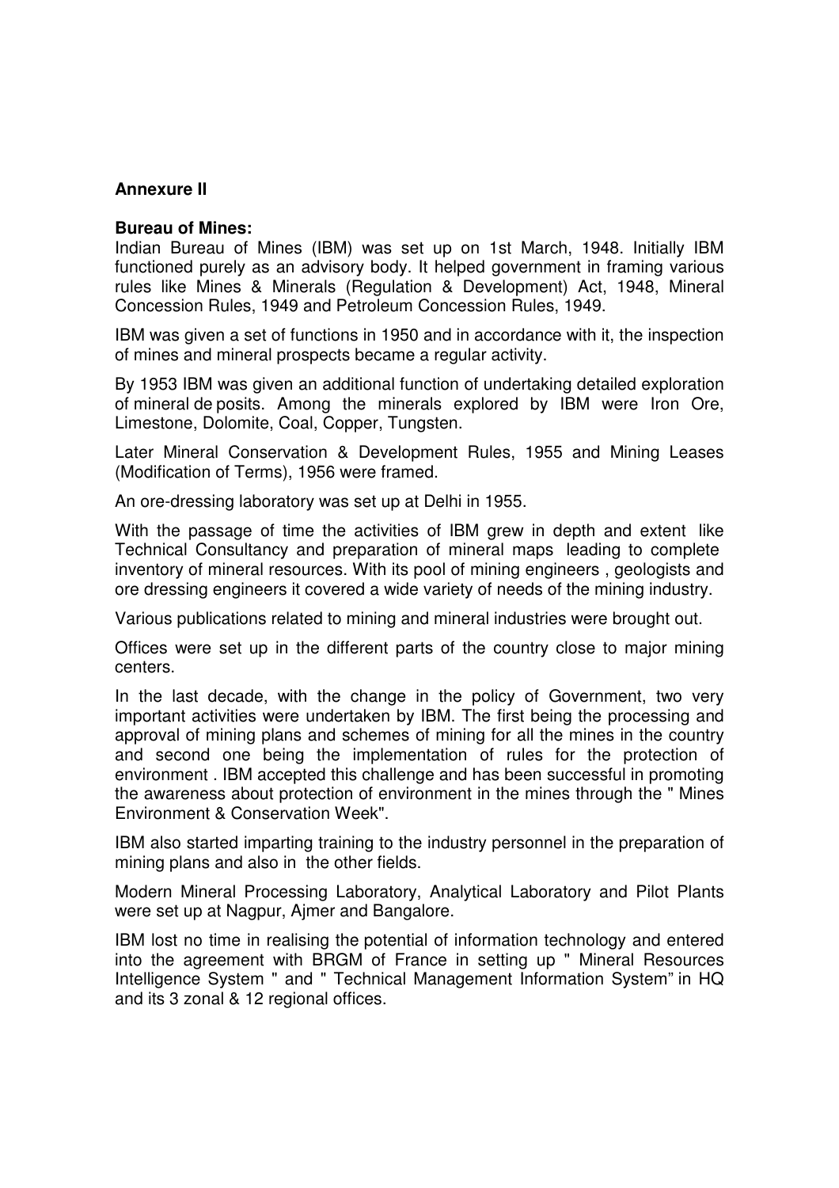**Annexure II**

**Bureau of Mines:**

Indian Bureau of Mines (IBM) was set up on 1st March, 1948. Initially IBM functioned purely as an advisory body. It helped government in framing various rules like Mines & Minerals (Regulation & Development) Act, 1948, Mineral Concession Rules, 1949 and Petroleum Concession Rules, 1949.

IBM was given a set of functions in 1950 and in accordance with it, the inspection of mines and mineral prospects became a regular activity.

By 1953 IBM was given an additional function of undertaking detailed exploration of mineral de posits. Among the minerals explored by IBM were Iron Ore, Limestone, Dolomite, Coal, Copper, Tungsten.

Later Mineral Conservation & Development Rules, 1955 and Mining Leases (Modification of Terms), 1956 were framed.

An ore-dressing laboratory was set up at Delhi in 1955.

With the passage of time the activities of IBM grew in depth and extent like Technical Consultancy and preparation of mineral maps leading to complete inventory of mineral resources. With its pool of mining engineers , geologists and ore dressing engineers it covered a wide variety of needs of the mining industry.

Various publications related to mining and mineral industries were brought out.

Offices were set up in the different parts of the country close to major mining centers.

In the last decade, with the change in the policy of Government, two very important activities were undertaken by IBM. The first being the processing and approval of mining plans and schemes of mining for all the mines in the country and second one being the implementation of rules for the protection of environment . IBM accepted this challenge and has been successful in promoting the awareness about protection of environment in the mines through the " Mines Environment & Conservation Week".

IBM also started imparting training to the industry personnel in the preparation of mining plans and also in the other fields.

Modern Mineral Processing Laboratory, Analytical Laboratory and Pilot Plants were set up at Nagpur, Ajmer and Bangalore.

IBM lost no time in realising the potential of information technology and entered into the agreement with BRGM of France in setting up " Mineral Resources Intelligence System " and " Technical Management Information System" in HQ and its 3 zonal & 12 regional offices.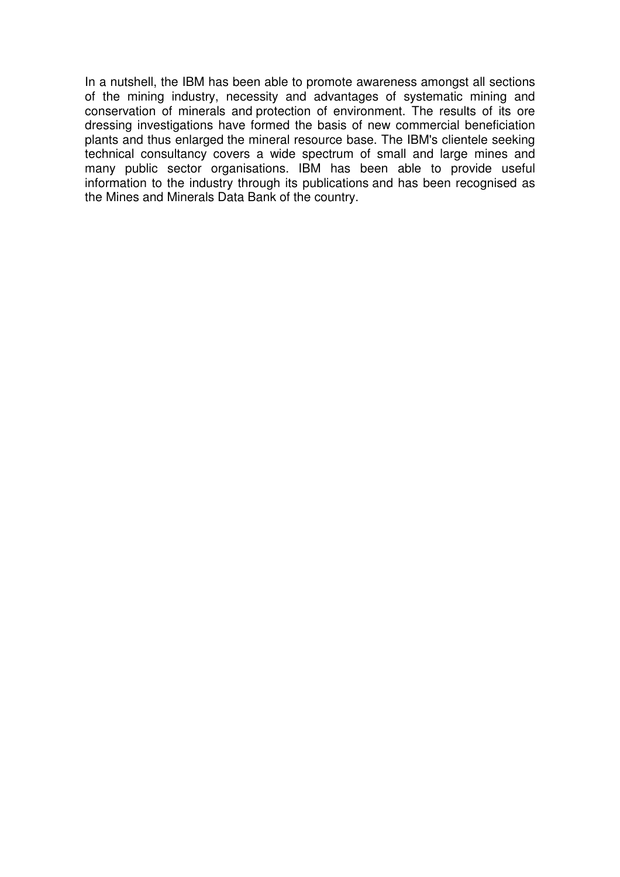In a nutshell, the IBM has been able to promote awareness amongst all sections of the mining industry, necessity and advantages of systematic mining and conservation of minerals and protection of environment. The results of its ore dressing investigations have formed the basis of new commercial beneficiation plants and thus enlarged the mineral resource base. The IBM's clientele seeking technical consultancy covers a wide spectrum of small and large mines and many public sector organisations. IBM has been able to provide useful information to the industry through its publications and has been recognised as the Mines and Minerals Data Bank of the country.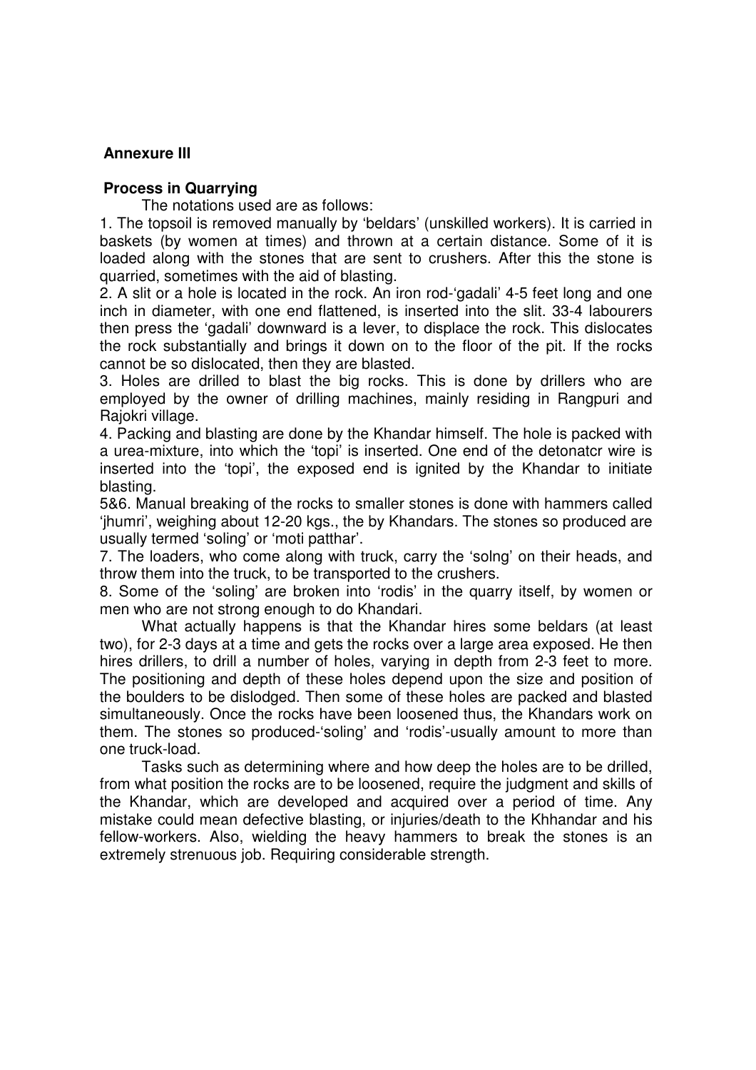**Annexure III**

**Process in Quarrying**

The notations used are as follows:

1. The topsoil is removed manually by 'beldars' (unskilled workers). It is carried in baskets (by women at times) and thrown at a certain distance. Some of it is loaded along with the stones that are sent to crushers. After this the stone is quarried, sometimes with the aid of blasting.

2. A slit or a hole is located in the rock. An iron rod-'gadali' 4-5 feet long and one inch in diameter, with one end flattened, is inserted into the slit. 33-4 labourers then press the 'gadali' downward is a lever, to displace the rock. This dislocates the rock substantially and brings it down on to the floor of the pit. If the rocks cannot be so dislocated, then they are blasted.

3. Holes are drilled to blast the big rocks. This is done by drillers who are employed by the owner of drilling machines, mainly residing in Rangpuri and Rajokri village.

4. Packing and blasting are done by the Khandar himself. The hole is packed with a urea-mixture, into which the 'topi' is inserted. One end of the detonatcr wire is inserted into the 'topi', the exposed end is ignited by the Khandar to initiate blasting.

5&6. Manual breaking of the rocks to smaller stones is done with hammers called 'jhumri', weighing about 12-20 kgs., the by Khandars. The stones so produced are usually termed 'soling' or 'moti patthar'.

7. The loaders, who come along with truck, carry the 'solng' on their heads, and throw them into the truck, to be transported to the crushers.

8. Some of the 'soling' are broken into 'rodis' in the quarry itself, by women or men who are not strong enough to do Khandari.

What actually happens is that the Khandar hires some beldars (at least two), for 2-3 days at a time and gets the rocks over a large area exposed. He then hires drillers, to drill a number of holes, varying in depth from 2-3 feet to more. The positioning and depth of these holes depend upon the size and position of the boulders to be dislodged. Then some of these holes are packed and blasted simultaneously. Once the rocks have been loosened thus, the Khandars work on them. The stones so produced-'soling' and 'rodis'-usually amount to more than one truck-load.

Tasks such as determining where and how deep the holes are to be drilled, from what position the rocks are to be loosened, require the judgment and skills of the Khandar, which are developed and acquired over a period of time. Any mistake could mean defective blasting, or injuries/death to the Khhandar and his fellow-workers. Also, wielding the heavy hammers to break the stones is an extremely strenuous job. Requiring considerable strength.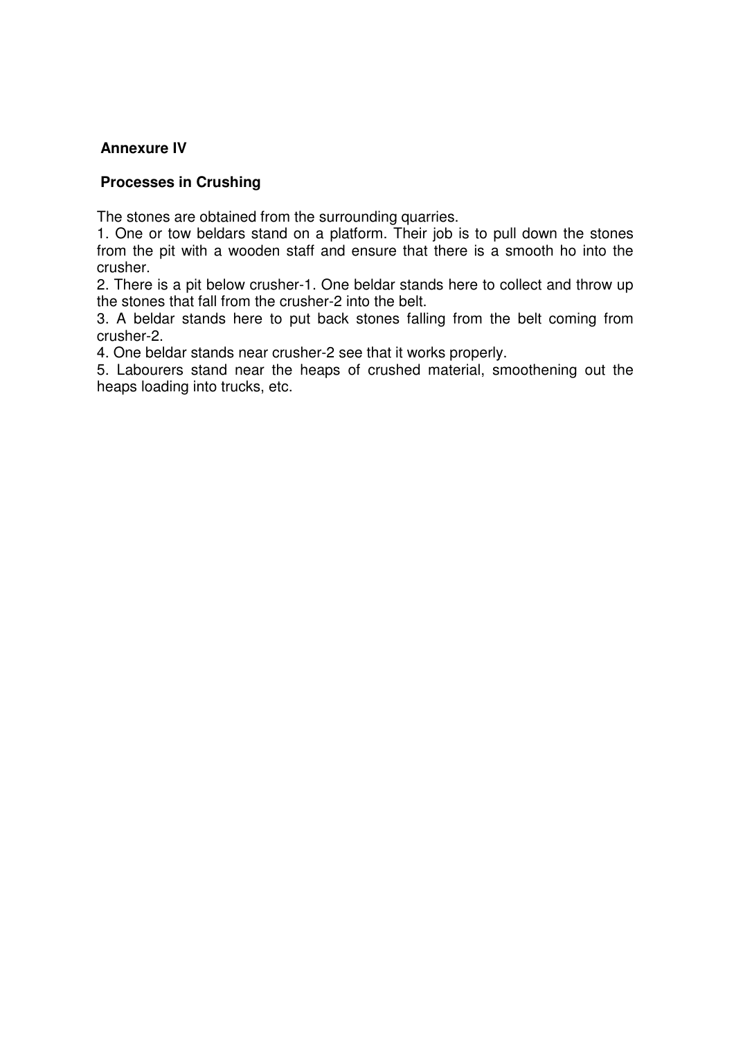**Annexure IV**

**Processes in Crushing**

The stones are obtained from the surrounding quarries.

1. One or tow beldars stand on a platform. Their job is to pull down the stones from the pit with a wooden staff and ensure that there is a smooth ho into the crusher.
2. There is a pit below crusher-1. One beldar stands here to collect and throw up the stones that fall from the crusher-2 into the belt.
3. A beldar stands here to put back stones falling from the belt coming from crusher-2.
4. One beldar stands near crusher-2 see that it works properly.
5. Labourers stand near the heaps of crushed material, smoothening out the heaps loading into trucks, etc.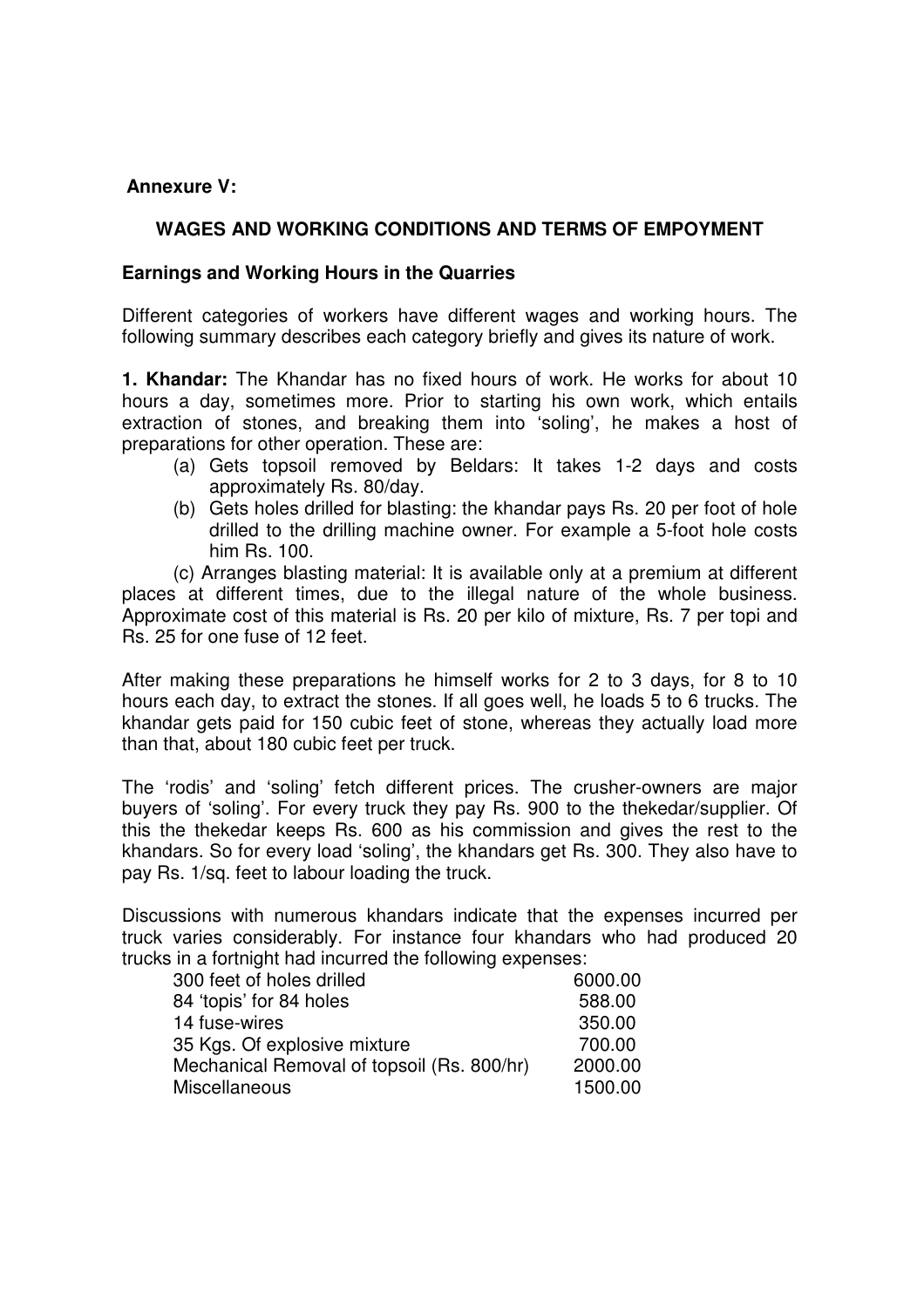**Annexure V:**

**WAGES AND WORKING CONDITIONS AND TERMS OF EMPOYMENT**

**Earnings and Working Hours in the Quarries**

Different categories of workers have different wages and working hours. The following summary describes each category briefly and gives its nature of work.

**1. Khandar:** The Khandar has no fixed hours of work. He works for about 10 hours a day, sometimes more. Prior to starting his own work, which entails extraction of stones, and breaking them into 'soling', he makes a host of preparations for other operation. These are:

(a) Gets topsoil removed by Beldars: It takes 1-2 days and costs approximately Rs. 80/day.

(b) Gets holes drilled for blasting: the khandar pays Rs. 20 per foot of hole drilled to the drilling machine owner. For example a 5-foot hole costs him Rs. 100.

(c) Arranges blasting material: It is available only at a premium at different places at different times, due to the illegal nature of the whole business. Approximate cost of this material is Rs. 20 per kilo of mixture, Rs. 7 per topi and Rs. 25 for one fuse of 12 feet.

After making these preparations he himself works for 2 to 3 days, for 8 to 10 hours each day, to extract the stones. If all goes well, he loads 5 to 6 trucks. The khandar gets paid for 150 cubic feet of stone, whereas they actually load more than that, about 180 cubic feet per truck.

The 'rodis' and 'soling' fetch different prices. The crusher-owners are major buyers of 'soling'. For every truck they pay Rs. 900 to the thekedar/supplier. Of this the thekedar keeps Rs. 600 as his commission and gives the rest to the khandars. So for every load 'soling', the khandars get Rs. 300. They also have to pay Rs. 1/sq. feet to labour loading the truck.

Discussions with numerous khandars indicate that the expenses incurred per truck varies considerably. For instance four khandars who had produced 20 trucks in a fortnight had incurred the following expenses:

| | |
|---|---|
| 300 feet of holes drilled | 6000.00 |
| 84 'topis' for 84 holes | 588.00 |
| 14 fuse-wires | 350.00 |
| 35 Kgs. Of explosive mixture | 700.00 |
| Mechanical Removal of topsoil (Rs. 800/hr) | 2000.00 |
| Miscellaneous | 1500.00 |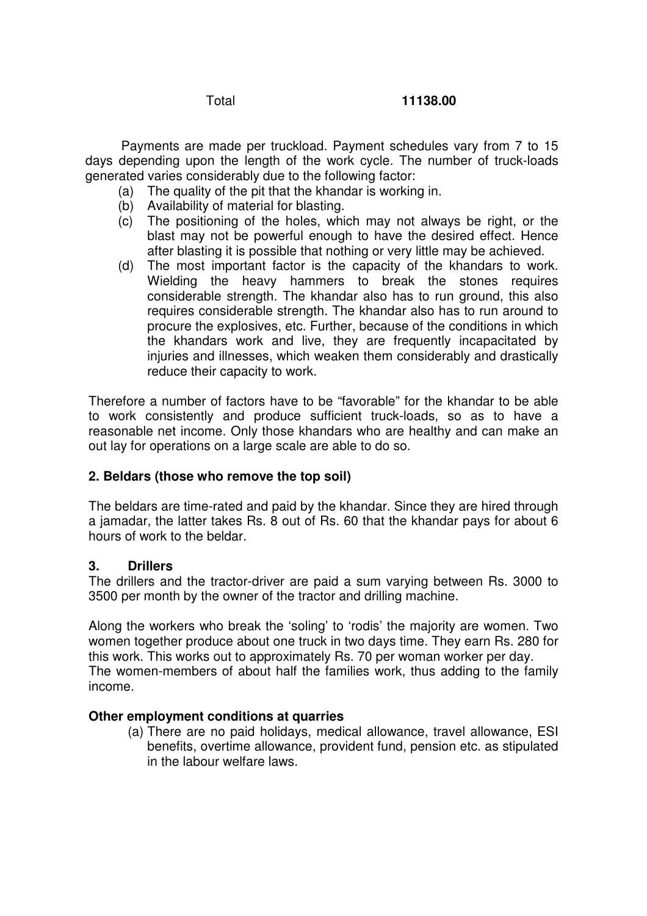| Total | **11138.00** |
|---|---|

Payments are made per truckload. Payment schedules vary from 7 to 15 days depending upon the length of the work cycle. The number of truck-loads generated varies considerably due to the following factor:

(a) The quality of the pit that the khandar is working in.
(b) Availability of material for blasting.
(c) The positioning of the holes, which may not always be right, or the blast may not be powerful enough to have the desired effect. Hence after blasting it is possible that nothing or very little may be achieved.
(d) The most important factor is the capacity of the khandars to work. Wielding the heavy hammers to break the stones requires considerable strength. The khandar also has to run ground, this also requires considerable strength. The khandar also has to run around to procure the explosives, etc. Further, because of the conditions in which the khandars work and live, they are frequently incapacitated by injuries and illnesses, which weaken them considerably and drastically reduce their capacity to work.

Therefore a number of factors have to be "favorable" for the khandar to be able to work consistently and produce sufficient truck-loads, so as to have a reasonable net income. Only those khandars who are healthy and can make an out lay for operations on a large scale are able to do so.

### 2. Beldars (those who remove the top soil)

The beldars are time-rated and paid by the khandar. Since they are hired through a jamadar, the latter takes Rs. 8 out of Rs. 60 that the khandar pays for about 6 hours of work to the beldar.

### 3. Drillers

The drillers and the tractor-driver are paid a sum varying between Rs. 3000 to 3500 per month by the owner of the tractor and drilling machine.

Along the workers who break the 'soling' to 'rodis' the majority are women. Two women together produce about one truck in two days time. They earn Rs. 280 for this work. This works out to approximately Rs. 70 per woman worker per day. The women-members of about half the families work, thus adding to the family income.

### Other employment conditions at quarries

(a) There are no paid holidays, medical allowance, travel allowance, ESI benefits, overtime allowance, provident fund, pension etc. as stipulated in the labour welfare laws.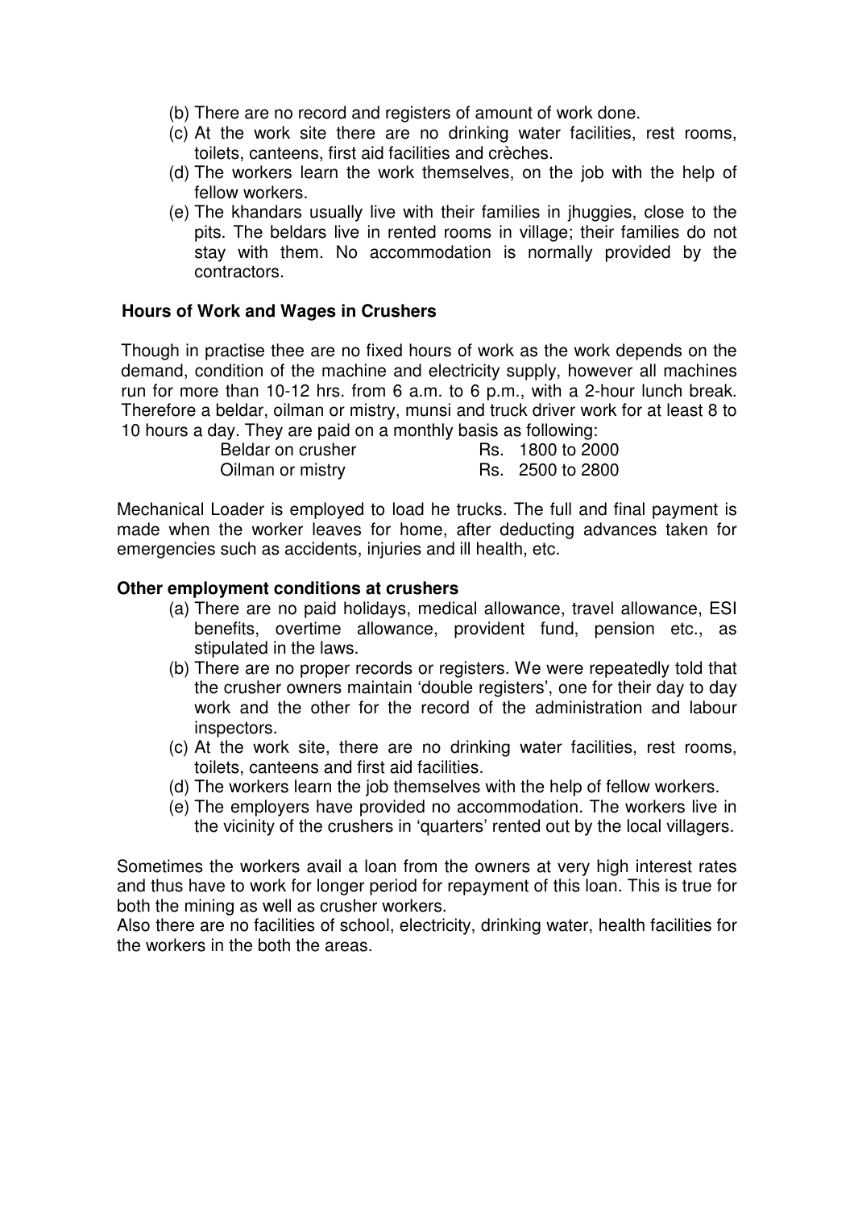(b) There are no record and registers of amount of work done.
(c) At the work site there are no drinking water facilities, rest rooms, toilets, canteens, first aid facilities and crèches.
(d) The workers learn the work themselves, on the job with the help of fellow workers.
(e) The khandars usually live with their families in jhuggies, close to the pits. The beldars live in rented rooms in village; their families do not stay with them. No accommodation is normally provided by the contractors.

**Hours of Work and Wages in Crushers**

Though in practise thee are no fixed hours of work as the work depends on the demand, condition of the machine and electricity supply, however all machines run for more than 10-12 hrs. from 6 a.m. to 6 p.m., with a 2-hour lunch break. Therefore a beldar, oilman or mistry, munsi and truck driver work for at least 8 to 10 hours a day. They are paid on a monthly basis as following:

| | |
|---|---|
| Beldar on crusher | Rs. 1800 to 2000 |
| Oilman or mistry | Rs. 2500 to 2800 |

Mechanical Loader is employed to load he trucks. The full and final payment is made when the worker leaves for home, after deducting advances taken for emergencies such as accidents, injuries and ill health, etc.

**Other employment conditions at crushers**

(a) There are no paid holidays, medical allowance, travel allowance, ESI benefits, overtime allowance, provident fund, pension etc., as stipulated in the laws.
(b) There are no proper records or registers. We were repeatedly told that the crusher owners maintain 'double registers', one for their day to day work and the other for the record of the administration and labour inspectors.
(c) At the work site, there are no drinking water facilities, rest rooms, toilets, canteens and first aid facilities.
(d) The workers learn the job themselves with the help of fellow workers.
(e) The employers have provided no accommodation. The workers live in the vicinity of the crushers in 'quarters' rented out by the local villagers.

Sometimes the workers avail a loan from the owners at very high interest rates and thus have to work for longer period for repayment of this loan. This is true for both the mining as well as crusher workers.
Also there are no facilities of school, electricity, drinking water, health facilities for the workers in the both the areas.